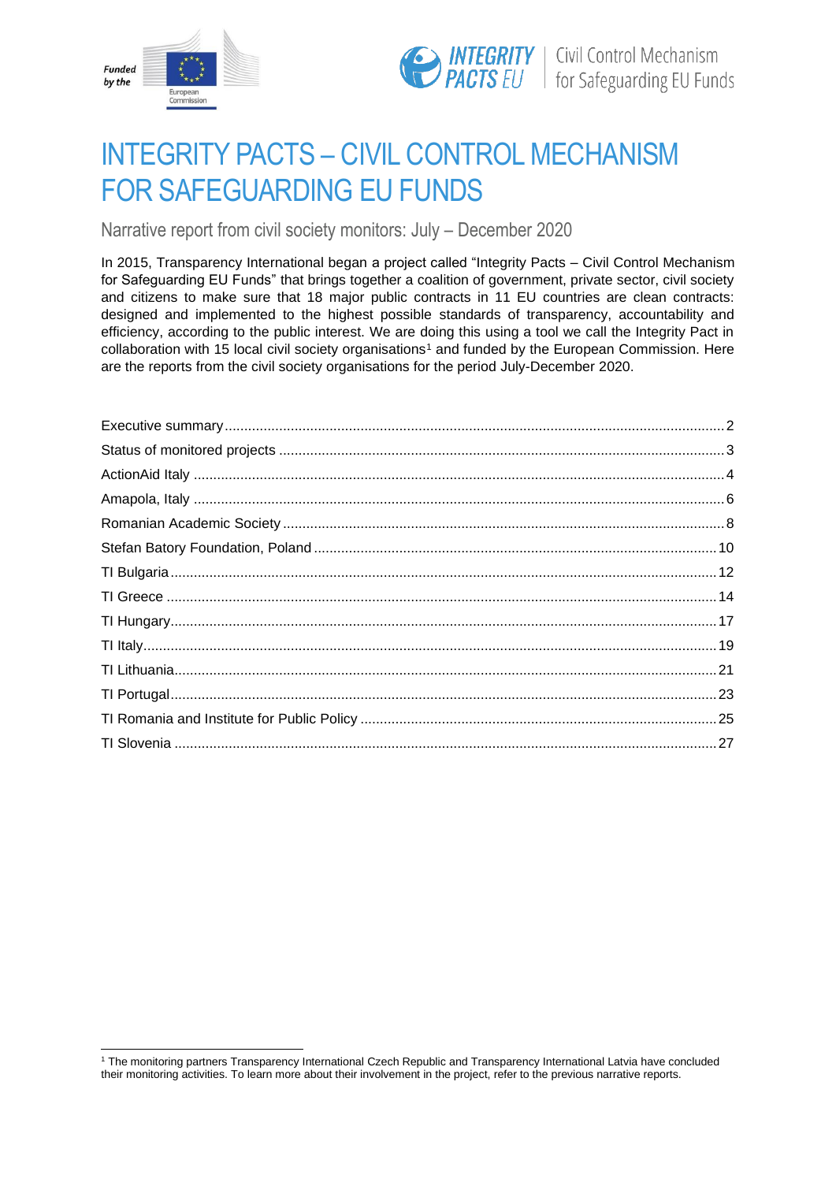# INTEGRITY PACTS – CIVIL CONTROL MECHANISM FOR SAFEGUARDING EU FUNDS

Narrative report from civil society monitors: July – December 2020

In 2015, Transparency International began a project called "Integrity Pacts – Civil Control Mechanism for Safeguarding EU Funds" that brings together a coalition of government, private sector, civil society and citizens to make sure that 18 major public contracts in 11 EU countries are clean contracts: designed and implemented to the highest possible standards of transparency, accountability and efficiency, according to the public interest. We are doing this using a tool we call the Integrity Pact in collaboration with 15 local civil society organisations[1] and funded by the European Commission. Here are the reports from the civil society organisations for the period July-December 2020.

- Executive summary ..... 2
- Status of monitored projects ..... 3
- ActionAid Italy ..... 4
- Amapola, Italy ..... 6
- Romanian Academic Society ..... 8
- Stefan Batory Foundation, Poland ..... 10
- TI Bulgaria ..... 12
- TI Greece ..... 14
- TI Hungary ..... 17
- TI Italy ..... 19
- TI Lithuania ..... 21
- TI Portugal ..... 23
- TI Romania and Institute for Public Policy ..... 25
- TI Slovenia ..... 27

[1] The monitoring partners Transparency International Czech Republic and Transparency International Latvia have concluded their monitoring activities. To learn more about their involvement in the project, refer to the previous narrative reports.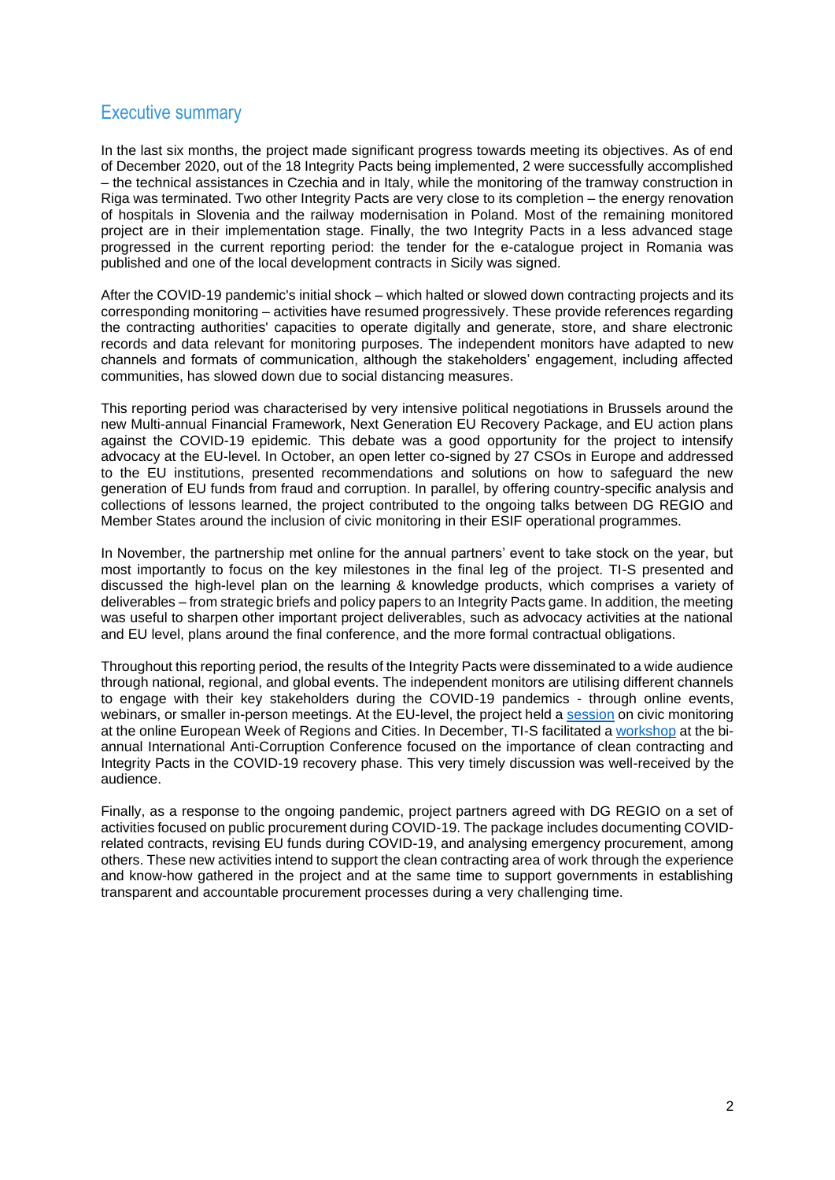## Executive summary

In the last six months, the project made significant progress towards meeting its objectives. As of end of December 2020, out of the 18 Integrity Pacts being implemented, 2 were successfully accomplished – the technical assistances in Czechia and in Italy, while the monitoring of the tramway construction in Riga was terminated. Two other Integrity Pacts are very close to its completion – the energy renovation of hospitals in Slovenia and the railway modernisation in Poland. Most of the remaining monitored project are in their implementation stage. Finally, the two Integrity Pacts in a less advanced stage progressed in the current reporting period: the tender for the e-catalogue project in Romania was published and one of the local development contracts in Sicily was signed.

After the COVID-19 pandemic's initial shock – which halted or slowed down contracting projects and its corresponding monitoring – activities have resumed progressively. These provide references regarding the contracting authorities' capacities to operate digitally and generate, store, and share electronic records and data relevant for monitoring purposes. The independent monitors have adapted to new channels and formats of communication, although the stakeholders' engagement, including affected communities, has slowed down due to social distancing measures.

This reporting period was characterised by very intensive political negotiations in Brussels around the new Multi-annual Financial Framework, Next Generation EU Recovery Package, and EU action plans against the COVID-19 epidemic. This debate was a good opportunity for the project to intensify advocacy at the EU-level. In October, an open letter co-signed by 27 CSOs in Europe and addressed to the EU institutions, presented recommendations and solutions on how to safeguard the new generation of EU funds from fraud and corruption. In parallel, by offering country-specific analysis and collections of lessons learned, the project contributed to the ongoing talks between DG REGIO and Member States around the inclusion of civic monitoring in their ESIF operational programmes.

In November, the partnership met online for the annual partners' event to take stock on the year, but most importantly to focus on the key milestones in the final leg of the project. TI-S presented and discussed the high-level plan on the learning & knowledge products, which comprises a variety of deliverables – from strategic briefs and policy papers to an Integrity Pacts game. In addition, the meeting was useful to sharpen other important project deliverables, such as advocacy activities at the national and EU level, plans around the final conference, and the more formal contractual obligations.

Throughout this reporting period, the results of the Integrity Pacts were disseminated to a wide audience through national, regional, and global events. The independent monitors are utilising different channels to engage with their key stakeholders during the COVID-19 pandemics - through online events, webinars, or smaller in-person meetings. At the EU-level, the project held a session on civic monitoring at the online European Week of Regions and Cities. In December, TI-S facilitated a workshop at the bi-annual International Anti-Corruption Conference focused on the importance of clean contracting and Integrity Pacts in the COVID-19 recovery phase. This very timely discussion was well-received by the audience.

Finally, as a response to the ongoing pandemic, project partners agreed with DG REGIO on a set of activities focused on public procurement during COVID-19. The package includes documenting COVID-related contracts, revising EU funds during COVID-19, and analysing emergency procurement, among others. These new activities intend to support the clean contracting area of work through the experience and know-how gathered in the project and at the same time to support governments in establishing transparent and accountable procurement processes during a very challenging time.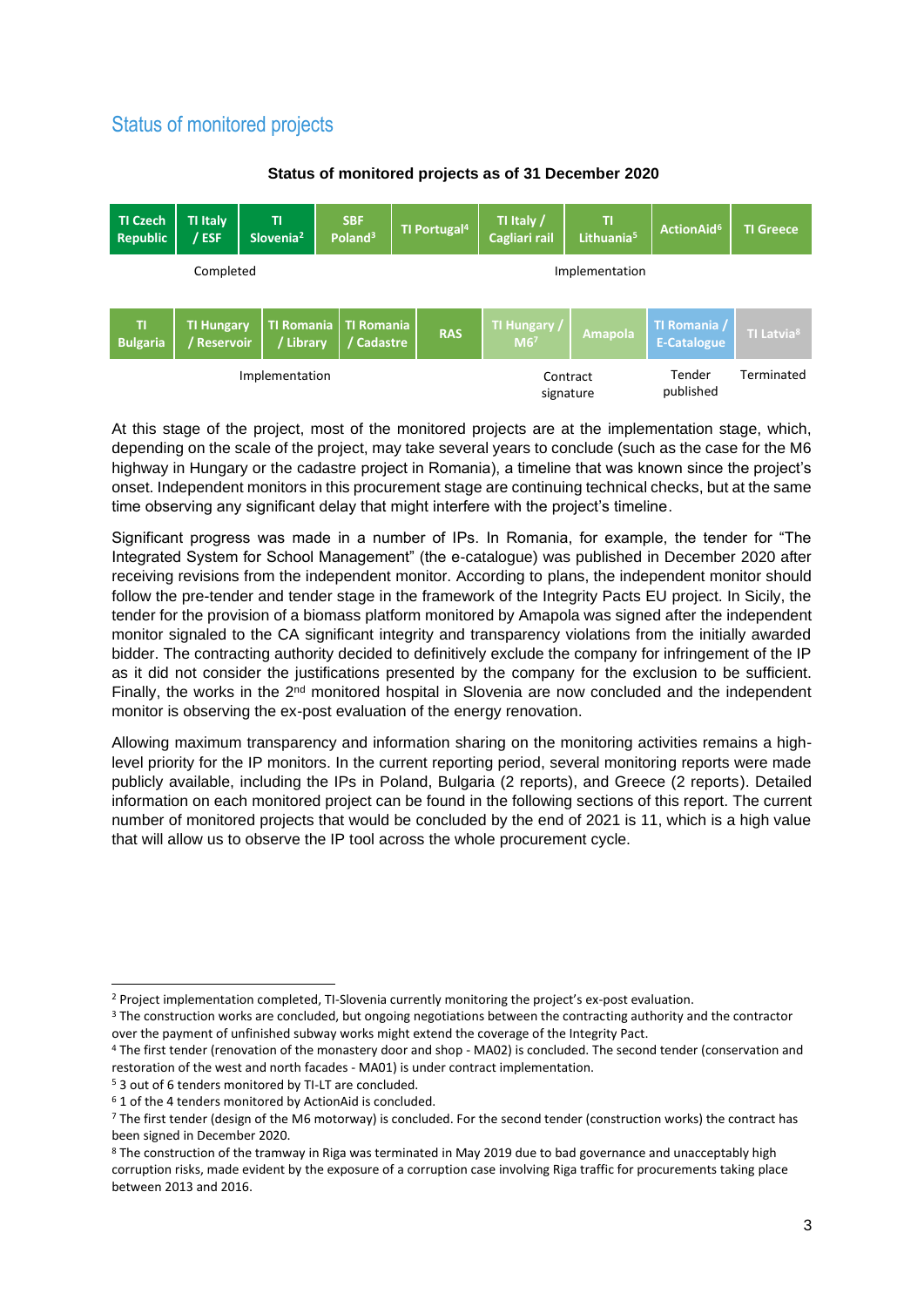## Status of monitored projects

**Status of monitored projects as of 31 December 2020**

| TI Czech Republic | TI Italy / ESF | TI Slovenia[2] | SBF Poland[3] | TI Portugal[4] | TI Italy / Cagliari rail | TI Lithuania[5] | ActionAid[6] | TI Greece |
|---|---|---|---|---|---|---|---|---|
| Completed | | | Implementation | | | | | |

| TI Bulgaria | TI Hungary / Reservoir | TI Romania / Library | TI Romania / Cadastre | RAS | TI Hungary / M6[7] | Amapola | TI Romania / E-Catalogue | TI Latvia[8] |
|---|---|---|---|---|---|---|---|---|
| Implementation | | | | | Contract signature | | Tender published | Terminated |

At this stage of the project, most of the monitored projects are at the implementation stage, which, depending on the scale of the project, may take several years to conclude (such as the case for the M6 highway in Hungary or the cadastre project in Romania), a timeline that was known since the project's onset. Independent monitors in this procurement stage are continuing technical checks, but at the same time observing any significant delay that might interfere with the project's timeline.

Significant progress was made in a number of IPs. In Romania, for example, the tender for "The Integrated System for School Management" (the e-catalogue) was published in December 2020 after receiving revisions from the independent monitor. According to plans, the independent monitor should follow the pre-tender and tender stage in the framework of the Integrity Pacts EU project. In Sicily, the tender for the provision of a biomass platform monitored by Amapola was signed after the independent monitor signaled to the CA significant integrity and transparency violations from the initially awarded bidder. The contracting authority decided to definitively exclude the company for infringement of the IP as it did not consider the justifications presented by the company for the exclusion to be sufficient. Finally, the works in the 2nd monitored hospital in Slovenia are now concluded and the independent monitor is observing the ex-post evaluation of the energy renovation.

Allowing maximum transparency and information sharing on the monitoring activities remains a high-level priority for the IP monitors. In the current reporting period, several monitoring reports were made publicly available, including the IPs in Poland, Bulgaria (2 reports), and Greece (2 reports). Detailed information on each monitored project can be found in the following sections of this report. The current number of monitored projects that would be concluded by the end of 2021 is 11, which is a high value that will allow us to observe the IP tool across the whole procurement cycle.

---

[2] Project implementation completed, TI-Slovenia currently monitoring the project's ex-post evaluation.

[3] The construction works are concluded, but ongoing negotiations between the contracting authority and the contractor over the payment of unfinished subway works might extend the coverage of the Integrity Pact.

[4] The first tender (renovation of the monastery door and shop - MA02) is concluded. The second tender (conservation and restoration of the west and north facades - MA01) is under contract implementation.

[5] 3 out of 6 tenders monitored by TI-LT are concluded.

[6] 1 of the 4 tenders monitored by ActionAid is concluded.

[7] The first tender (design of the M6 motorway) is concluded. For the second tender (construction works) the contract has been signed in December 2020.

[8] The construction of the tramway in Riga was terminated in May 2019 due to bad governance and unacceptably high corruption risks, made evident by the exposure of a corruption case involving Riga traffic for procurements taking place between 2013 and 2016.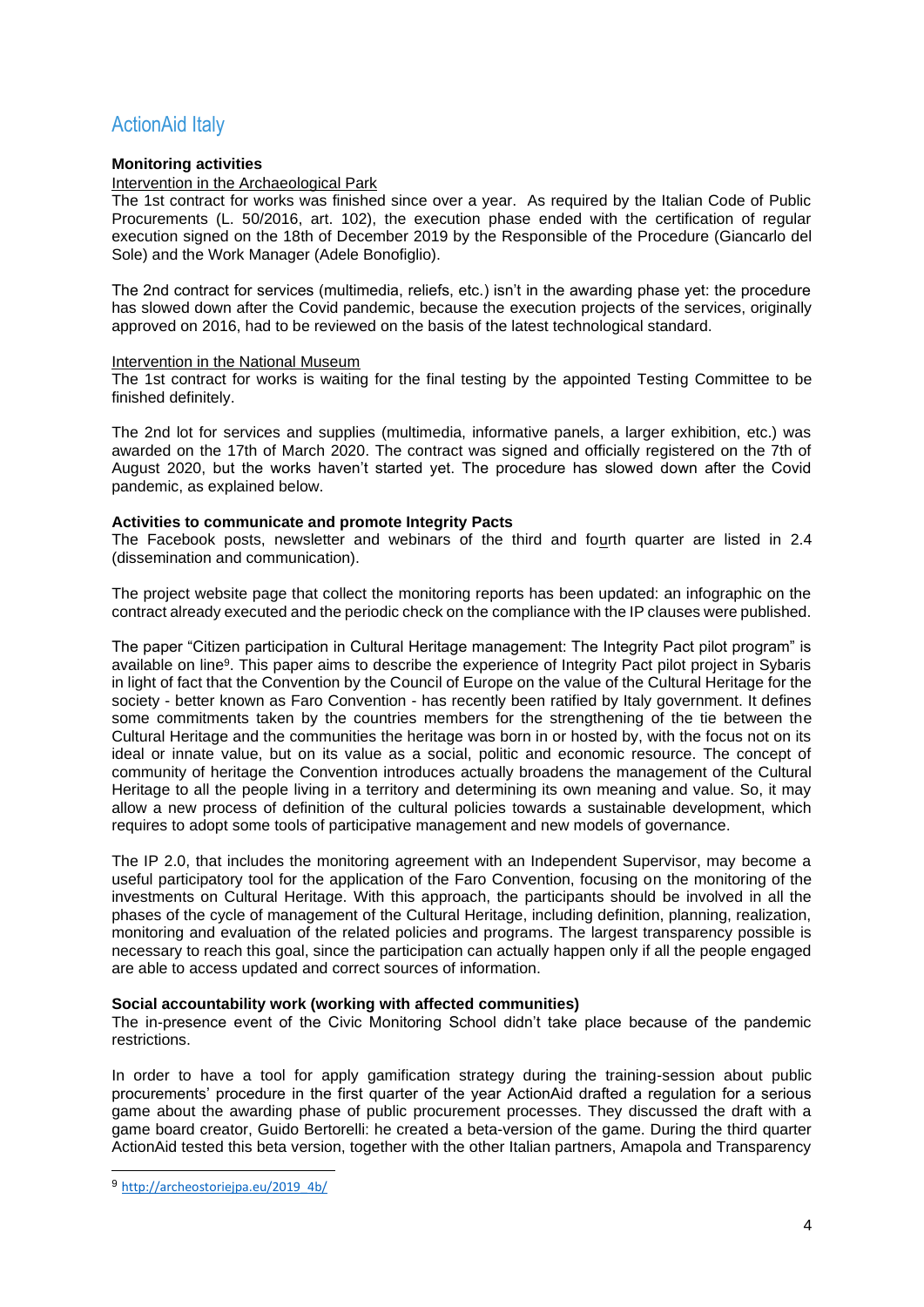## ActionAid Italy

**Monitoring activities**

Intervention in the Archaeological Park

The 1st contract for works was finished since over a year. As required by the Italian Code of Public Procurements (L. 50/2016, art. 102), the execution phase ended with the certification of regular execution signed on the 18th of December 2019 by the Responsible of the Procedure (Giancarlo del Sole) and the Work Manager (Adele Bonofiglio).

The 2nd contract for services (multimedia, reliefs, etc.) isn't in the awarding phase yet: the procedure has slowed down after the Covid pandemic, because the execution projects of the services, originally approved on 2016, had to be reviewed on the basis of the latest technological standard.

Intervention in the National Museum

The 1st contract for works is waiting for the final testing by the appointed Testing Committee to be finished definitely.

The 2nd lot for services and supplies (multimedia, informative panels, a larger exhibition, etc.) was awarded on the 17th of March 2020. The contract was signed and officially registered on the 7th of August 2020, but the works haven't started yet. The procedure has slowed down after the Covid pandemic, as explained below.

**Activities to communicate and promote Integrity Pacts**

The Facebook posts, newsletter and webinars of the third and fourth quarter are listed in 2.4 (dissemination and communication).

The project website page that collect the monitoring reports has been updated: an infographic on the contract already executed and the periodic check on the compliance with the IP clauses were published.

The paper "Citizen participation in Cultural Heritage management: The Integrity Pact pilot program" is available on line[9]. This paper aims to describe the experience of Integrity Pact pilot project in Sybaris in light of fact that the Convention by the Council of Europe on the value of the Cultural Heritage for the society - better known as Faro Convention - has recently been ratified by Italy government. It defines some commitments taken by the countries members for the strengthening of the tie between the Cultural Heritage and the communities the heritage was born in or hosted by, with the focus not on its ideal or innate value, but on its value as a social, politic and economic resource. The concept of community of heritage the Convention introduces actually broadens the management of the Cultural Heritage to all the people living in a territory and determining its own meaning and value. So, it may allow a new process of definition of the cultural policies towards a sustainable development, which requires to adopt some tools of participative management and new models of governance.

The IP 2.0, that includes the monitoring agreement with an Independent Supervisor, may become a useful participatory tool for the application of the Faro Convention, focusing on the monitoring of the investments on Cultural Heritage. With this approach, the participants should be involved in all the phases of the cycle of management of the Cultural Heritage, including definition, planning, realization, monitoring and evaluation of the related policies and programs. The largest transparency possible is necessary to reach this goal, since the participation can actually happen only if all the people engaged are able to access updated and correct sources of information.

**Social accountability work (working with affected communities)**

The in-presence event of the Civic Monitoring School didn't take place because of the pandemic restrictions.

In order to have a tool for apply gamification strategy during the training-session about public procurements' procedure in the first quarter of the year ActionAid drafted a regulation for a serious game about the awarding phase of public procurement processes. They discussed the draft with a game board creator, Guido Bertorelli: he created a beta-version of the game. During the third quarter ActionAid tested this beta version, together with the other Italian partners, Amapola and Transparency

[9] http://archeostoriejpa.eu/2019_4b/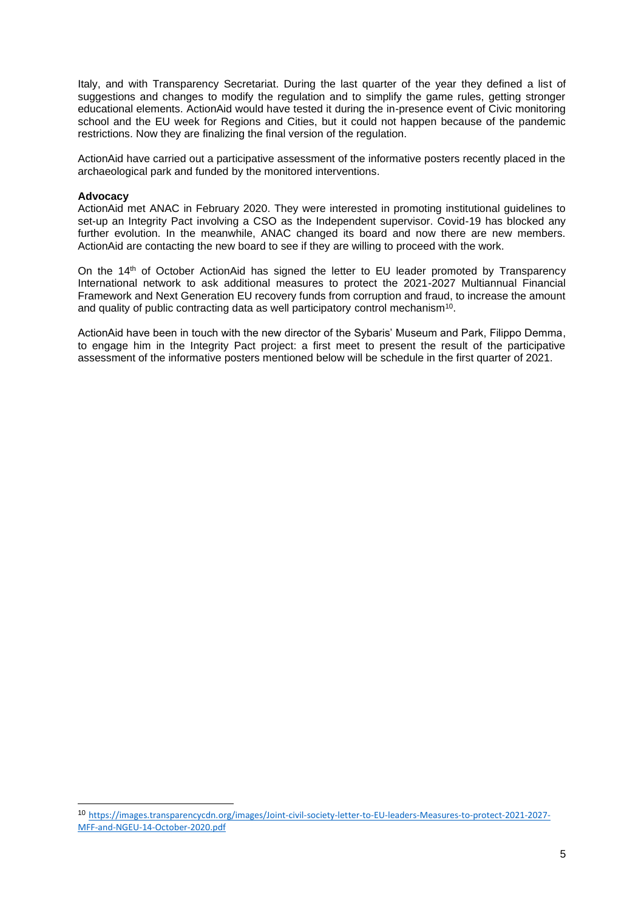Italy, and with Transparency Secretariat. During the last quarter of the year they defined a list of suggestions and changes to modify the regulation and to simplify the game rules, getting stronger educational elements. ActionAid would have tested it during the in-presence event of Civic monitoring school and the EU week for Regions and Cities, but it could not happen because of the pandemic restrictions. Now they are finalizing the final version of the regulation.

ActionAid have carried out a participative assessment of the informative posters recently placed in the archaeological park and funded by the monitored interventions.

**Advocacy**

ActionAid met ANAC in February 2020. They were interested in promoting institutional guidelines to set-up an Integrity Pact involving a CSO as the Independent supervisor. Covid-19 has blocked any further evolution. In the meanwhile, ANAC changed its board and now there are new members. ActionAid are contacting the new board to see if they are willing to proceed with the work.

On the 14th of October ActionAid has signed the letter to EU leader promoted by Transparency International network to ask additional measures to protect the 2021-2027 Multiannual Financial Framework and Next Generation EU recovery funds from corruption and fraud, to increase the amount and quality of public contracting data as well participatory control mechanism[10].

ActionAid have been in touch with the new director of the Sybaris' Museum and Park, Filippo Demma, to engage him in the Integrity Pact project: a first meet to present the result of the participative assessment of the informative posters mentioned below will be schedule in the first quarter of 2021.

---

[10] https://images.transparencycdn.org/images/Joint-civil-society-letter-to-EU-leaders-Measures-to-protect-2021-2027-MFF-and-NGEU-14-October-2020.pdf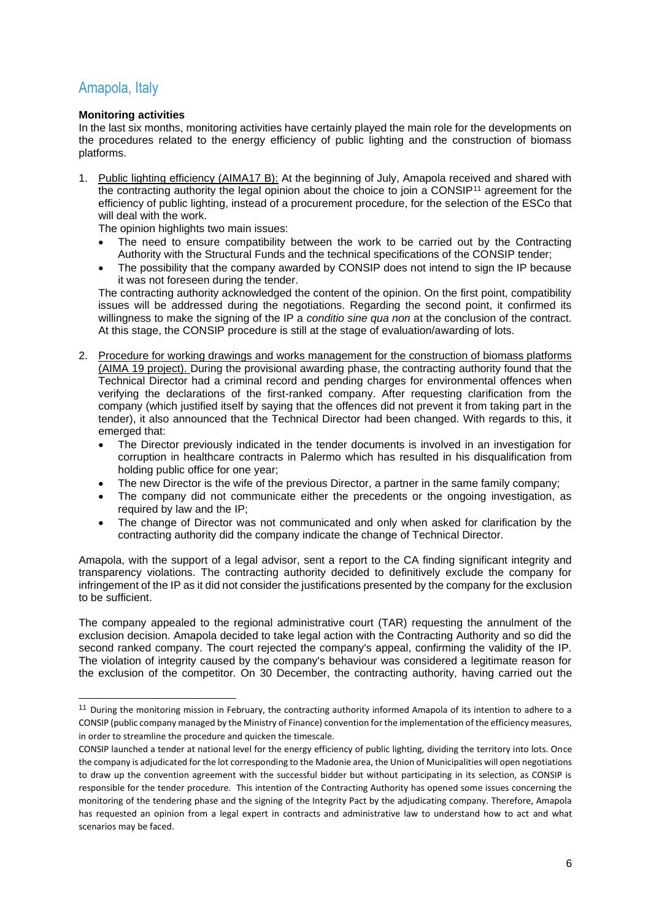## Amapola, Italy

**Monitoring activities**

In the last six months, monitoring activities have certainly played the main role for the developments on the procedures related to the energy efficiency of public lighting and the construction of biomass platforms.

1. Public lighting efficiency (AIMA17 B): At the beginning of July, Amapola received and shared with the contracting authority the legal opinion about the choice to join a CONSIP[11] agreement for the efficiency of public lighting, instead of a procurement procedure, for the selection of the ESCo that will deal with the work.

   The opinion highlights two main issues:

   - The need to ensure compatibility between the work to be carried out by the Contracting Authority with the Structural Funds and the technical specifications of the CONSIP tender;
   - The possibility that the company awarded by CONSIP does not intend to sign the IP because it was not foreseen during the tender.

   The contracting authority acknowledged the content of the opinion. On the first point, compatibility issues will be addressed during the negotiations. Regarding the second point, it confirmed its willingness to make the signing of the IP a *conditio sine qua non* at the conclusion of the contract. At this stage, the CONSIP procedure is still at the stage of evaluation/awarding of lots.

2. Procedure for working drawings and works management for the construction of biomass platforms (AIMA 19 project). During the provisional awarding phase, the contracting authority found that the Technical Director had a criminal record and pending charges for environmental offences when verifying the declarations of the first-ranked company. After requesting clarification from the company (which justified itself by saying that the offences did not prevent it from taking part in the tender), it also announced that the Technical Director had been changed. With regards to this, it emerged that:

   - The Director previously indicated in the tender documents is involved in an investigation for corruption in healthcare contracts in Palermo which has resulted in his disqualification from holding public office for one year;
   - The new Director is the wife of the previous Director, a partner in the same family company;
   - The company did not communicate either the precedents or the ongoing investigation, as required by law and the IP;
   - The change of Director was not communicated and only when asked for clarification by the contracting authority did the company indicate the change of Technical Director.

Amapola, with the support of a legal advisor, sent a report to the CA finding significant integrity and transparency violations. The contracting authority decided to definitively exclude the company for infringement of the IP as it did not consider the justifications presented by the company for the exclusion to be sufficient.

The company appealed to the regional administrative court (TAR) requesting the annulment of the exclusion decision. Amapola decided to take legal action with the Contracting Authority and so did the second ranked company. The court rejected the company's appeal, confirming the validity of the IP. The violation of integrity caused by the company's behaviour was considered a legitimate reason for the exclusion of the competitor. On 30 December, the contracting authority, having carried out the

---

[11] During the monitoring mission in February, the contracting authority informed Amapola of its intention to adhere to a CONSIP (public company managed by the Ministry of Finance) convention for the implementation of the efficiency measures, in order to streamline the procedure and quicken the timescale.

CONSIP launched a tender at national level for the energy efficiency of public lighting, dividing the territory into lots. Once the company is adjudicated for the lot corresponding to the Madonie area, the Union of Municipalities will open negotiations to draw up the convention agreement with the successful bidder but without participating in its selection, as CONSIP is responsible for the tender procedure. This intention of the Contracting Authority has opened some issues concerning the monitoring of the tendering phase and the signing of the Integrity Pact by the adjudicating company. Therefore, Amapola has requested an opinion from a legal expert in contracts and administrative law to understand how to act and what scenarios may be faced.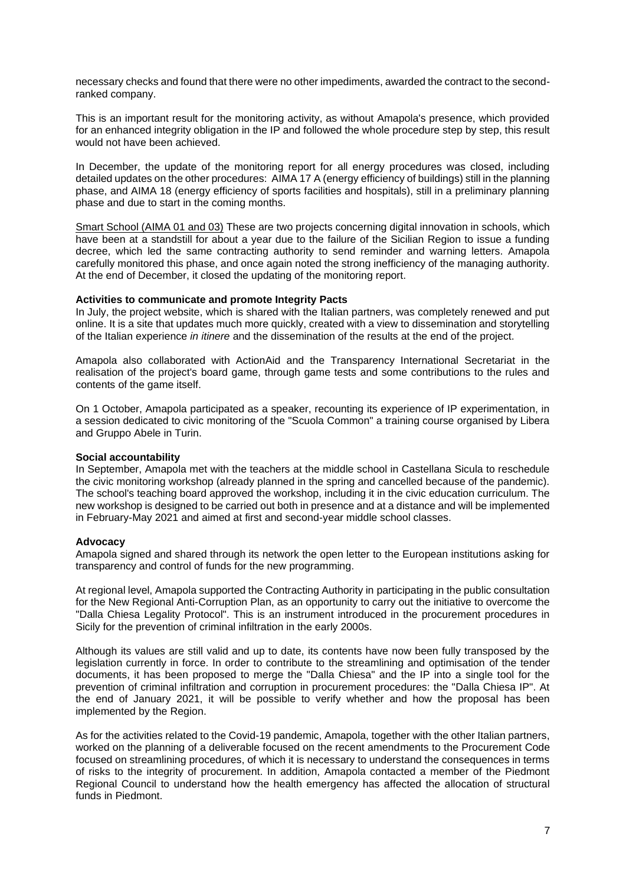necessary checks and found that there were no other impediments, awarded the contract to the second-ranked company.

This is an important result for the monitoring activity, as without Amapola's presence, which provided for an enhanced integrity obligation in the IP and followed the whole procedure step by step, this result would not have been achieved.

In December, the update of the monitoring report for all energy procedures was closed, including detailed updates on the other procedures: AIMA 17 A (energy efficiency of buildings) still in the planning phase, and AIMA 18 (energy efficiency of sports facilities and hospitals), still in a preliminary planning phase and due to start in the coming months.

Smart School (AIMA 01 and 03) These are two projects concerning digital innovation in schools, which have been at a standstill for about a year due to the failure of the Sicilian Region to issue a funding decree, which led the same contracting authority to send reminder and warning letters. Amapola carefully monitored this phase, and once again noted the strong inefficiency of the managing authority. At the end of December, it closed the updating of the monitoring report.

**Activities to communicate and promote Integrity Pacts**

In July, the project website, which is shared with the Italian partners, was completely renewed and put online. It is a site that updates much more quickly, created with a view to dissemination and storytelling of the Italian experience *in itinere* and the dissemination of the results at the end of the project.

Amapola also collaborated with ActionAid and the Transparency International Secretariat in the realisation of the project's board game, through game tests and some contributions to the rules and contents of the game itself.

On 1 October, Amapola participated as a speaker, recounting its experience of IP experimentation, in a session dedicated to civic monitoring of the "Scuola Common" a training course organised by Libera and Gruppo Abele in Turin.

**Social accountability**

In September, Amapola met with the teachers at the middle school in Castellana Sicula to reschedule the civic monitoring workshop (already planned in the spring and cancelled because of the pandemic). The school's teaching board approved the workshop, including it in the civic education curriculum. The new workshop is designed to be carried out both in presence and at a distance and will be implemented in February-May 2021 and aimed at first and second-year middle school classes.

**Advocacy**

Amapola signed and shared through its network the open letter to the European institutions asking for transparency and control of funds for the new programming.

At regional level, Amapola supported the Contracting Authority in participating in the public consultation for the New Regional Anti-Corruption Plan, as an opportunity to carry out the initiative to overcome the "Dalla Chiesa Legality Protocol". This is an instrument introduced in the procurement procedures in Sicily for the prevention of criminal infiltration in the early 2000s.

Although its values are still valid and up to date, its contents have now been fully transposed by the legislation currently in force. In order to contribute to the streamlining and optimisation of the tender documents, it has been proposed to merge the "Dalla Chiesa" and the IP into a single tool for the prevention of criminal infiltration and corruption in procurement procedures: the "Dalla Chiesa IP". At the end of January 2021, it will be possible to verify whether and how the proposal has been implemented by the Region.

As for the activities related to the Covid-19 pandemic, Amapola, together with the other Italian partners, worked on the planning of a deliverable focused on the recent amendments to the Procurement Code focused on streamlining procedures, of which it is necessary to understand the consequences in terms of risks to the integrity of procurement. In addition, Amapola contacted a member of the Piedmont Regional Council to understand how the health emergency has affected the allocation of structural funds in Piedmont.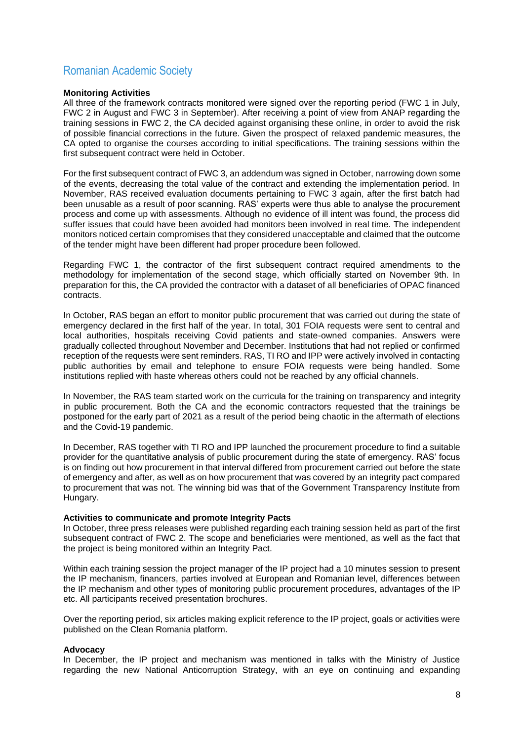## Romanian Academic Society

**Monitoring Activities**

All three of the framework contracts monitored were signed over the reporting period (FWC 1 in July, FWC 2 in August and FWC 3 in September). After receiving a point of view from ANAP regarding the training sessions in FWC 2, the CA decided against organising these online, in order to avoid the risk of possible financial corrections in the future. Given the prospect of relaxed pandemic measures, the CA opted to organise the courses according to initial specifications. The training sessions within the first subsequent contract were held in October.

For the first subsequent contract of FWC 3, an addendum was signed in October, narrowing down some of the events, decreasing the total value of the contract and extending the implementation period. In November, RAS received evaluation documents pertaining to FWC 3 again, after the first batch had been unusable as a result of poor scanning. RAS' experts were thus able to analyse the procurement process and come up with assessments. Although no evidence of ill intent was found, the process did suffer issues that could have been avoided had monitors been involved in real time. The independent monitors noticed certain compromises that they considered unacceptable and claimed that the outcome of the tender might have been different had proper procedure been followed.

Regarding FWC 1, the contractor of the first subsequent contract required amendments to the methodology for implementation of the second stage, which officially started on November 9th. In preparation for this, the CA provided the contractor with a dataset of all beneficiaries of OPAC financed contracts.

In October, RAS began an effort to monitor public procurement that was carried out during the state of emergency declared in the first half of the year. In total, 301 FOIA requests were sent to central and local authorities, hospitals receiving Covid patients and state-owned companies. Answers were gradually collected throughout November and December. Institutions that had not replied or confirmed reception of the requests were sent reminders. RAS, TI RO and IPP were actively involved in contacting public authorities by email and telephone to ensure FOIA requests were being handled. Some institutions replied with haste whereas others could not be reached by any official channels.

In November, the RAS team started work on the curricula for the training on transparency and integrity in public procurement. Both the CA and the economic contractors requested that the trainings be postponed for the early part of 2021 as a result of the period being chaotic in the aftermath of elections and the Covid-19 pandemic.

In December, RAS together with TI RO and IPP launched the procurement procedure to find a suitable provider for the quantitative analysis of public procurement during the state of emergency. RAS' focus is on finding out how procurement in that interval differed from procurement carried out before the state of emergency and after, as well as on how procurement that was covered by an integrity pact compared to procurement that was not. The winning bid was that of the Government Transparency Institute from Hungary.

**Activities to communicate and promote Integrity Pacts**

In October, three press releases were published regarding each training session held as part of the first subsequent contract of FWC 2. The scope and beneficiaries were mentioned, as well as the fact that the project is being monitored within an Integrity Pact.

Within each training session the project manager of the IP project had a 10 minutes session to present the IP mechanism, financers, parties involved at European and Romanian level, differences between the IP mechanism and other types of monitoring public procurement procedures, advantages of the IP etc. All participants received presentation brochures.

Over the reporting period, six articles making explicit reference to the IP project, goals or activities were published on the Clean Romania platform.

**Advocacy**

In December, the IP project and mechanism was mentioned in talks with the Ministry of Justice regarding the new National Anticorruption Strategy, with an eye on continuing and expanding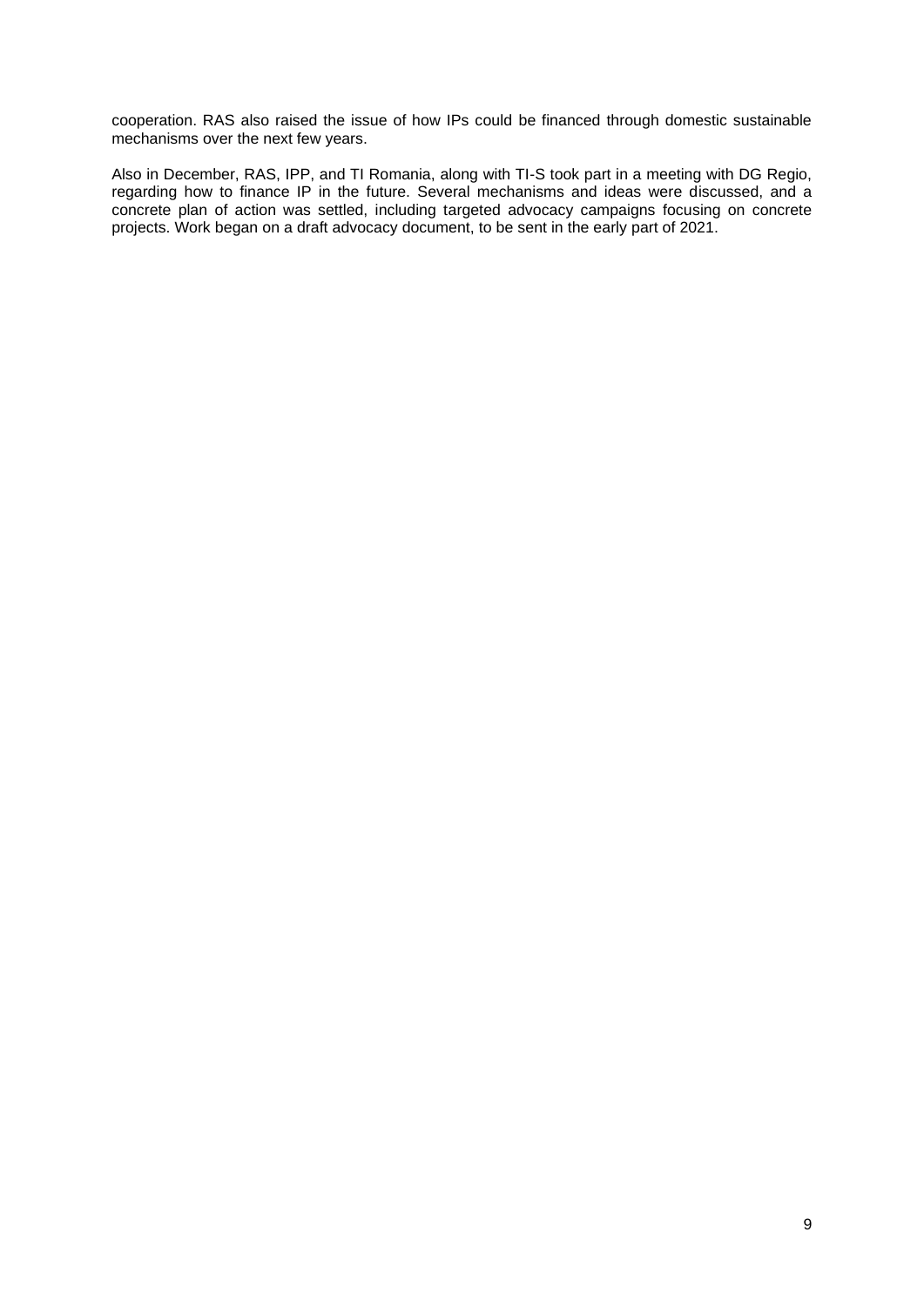cooperation. RAS also raised the issue of how IPs could be financed through domestic sustainable mechanisms over the next few years.

Also in December, RAS, IPP, and TI Romania, along with TI-S took part in a meeting with DG Regio, regarding how to finance IP in the future. Several mechanisms and ideas were discussed, and a concrete plan of action was settled, including targeted advocacy campaigns focusing on concrete projects. Work began on a draft advocacy document, to be sent in the early part of 2021.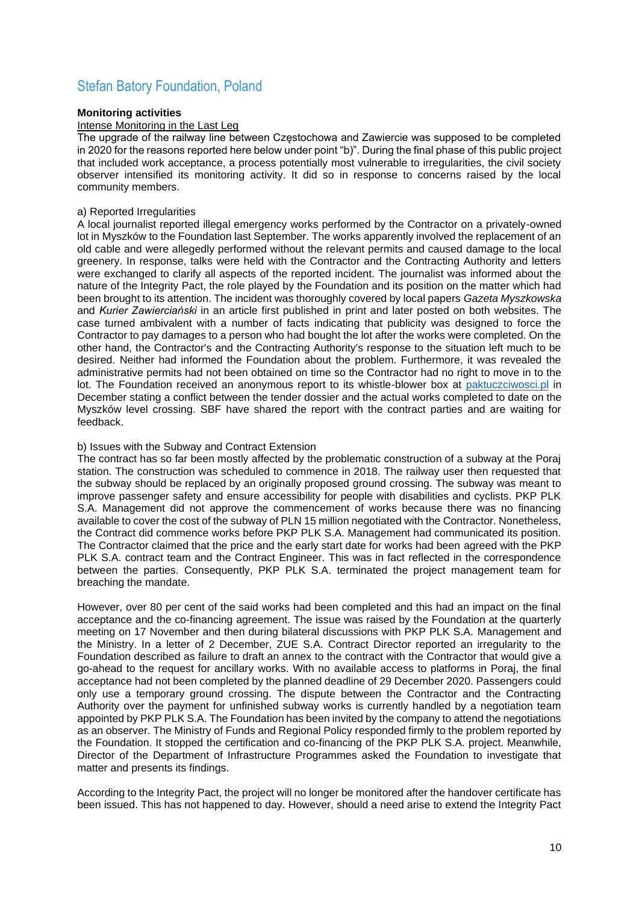## Stefan Batory Foundation, Poland

**Monitoring activities**

Intense Monitoring in the Last Leg

The upgrade of the railway line between Częstochowa and Zawiercie was supposed to be completed in 2020 for the reasons reported here below under point "b)". During the final phase of this public project that included work acceptance, a process potentially most vulnerable to irregularities, the civil society observer intensified its monitoring activity. It did so in response to concerns raised by the local community members.

a) Reported Irregularities

A local journalist reported illegal emergency works performed by the Contractor on a privately-owned lot in Myszków to the Foundation last September. The works apparently involved the replacement of an old cable and were allegedly performed without the relevant permits and caused damage to the local greenery. In response, talks were held with the Contractor and the Contracting Authority and letters were exchanged to clarify all aspects of the reported incident. The journalist was informed about the nature of the Integrity Pact, the role played by the Foundation and its position on the matter which had been brought to its attention. The incident was thoroughly covered by local papers *Gazeta Myszkowska* and *Kurier Zawierciański* in an article first published in print and later posted on both websites. The case turned ambivalent with a number of facts indicating that publicity was designed to force the Contractor to pay damages to a person who had bought the lot after the works were completed. On the other hand, the Contractor's and the Contracting Authority's response to the situation left much to be desired. Neither had informed the Foundation about the problem. Furthermore, it was revealed the administrative permits had not been obtained on time so the Contractor had no right to move in to the lot. The Foundation received an anonymous report to its whistle-blower box at [paktuczciwosci.pl](paktuczciwosci.pl) in December stating a conflict between the tender dossier and the actual works completed to date on the Myszków level crossing. SBF have shared the report with the contract parties and are waiting for feedback.

b) Issues with the Subway and Contract Extension

The contract has so far been mostly affected by the problematic construction of a subway at the Poraj station. The construction was scheduled to commence in 2018. The railway user then requested that the subway should be replaced by an originally proposed ground crossing. The subway was meant to improve passenger safety and ensure accessibility for people with disabilities and cyclists. PKP PLK S.A. Management did not approve the commencement of works because there was no financing available to cover the cost of the subway of PLN 15 million negotiated with the Contractor. Nonetheless, the Contract did commence works before PKP PLK S.A. Management had communicated its position. The Contractor claimed that the price and the early start date for works had been agreed with the PKP PLK S.A. contract team and the Contract Engineer. This was in fact reflected in the correspondence between the parties. Consequently, PKP PLK S.A. terminated the project management team for breaching the mandate.

However, over 80 per cent of the said works had been completed and this had an impact on the final acceptance and the co-financing agreement. The issue was raised by the Foundation at the quarterly meeting on 17 November and then during bilateral discussions with PKP PLK S.A. Management and the Ministry. In a letter of 2 December, ZUE S.A. Contract Director reported an irregularity to the Foundation described as failure to draft an annex to the contract with the Contractor that would give a go-ahead to the request for ancillary works. With no available access to platforms in Poraj, the final acceptance had not been completed by the planned deadline of 29 December 2020. Passengers could only use a temporary ground crossing. The dispute between the Contractor and the Contracting Authority over the payment for unfinished subway works is currently handled by a negotiation team appointed by PKP PLK S.A. The Foundation has been invited by the company to attend the negotiations as an observer. The Ministry of Funds and Regional Policy responded firmly to the problem reported by the Foundation. It stopped the certification and co-financing of the PKP PLK S.A. project. Meanwhile, Director of the Department of Infrastructure Programmes asked the Foundation to investigate that matter and presents its findings.

According to the Integrity Pact, the project will no longer be monitored after the handover certificate has been issued. This has not happened to day. However, should a need arise to extend the Integrity Pact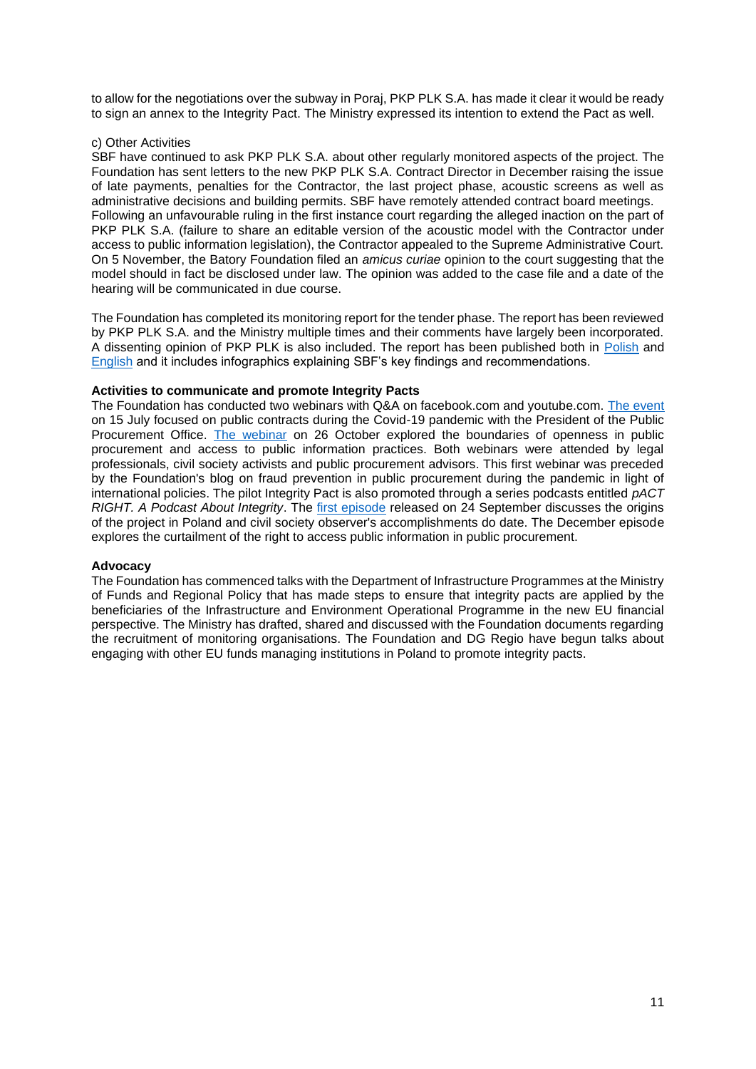to allow for the negotiations over the subway in Poraj, PKP PLK S.A. has made it clear it would be ready to sign an annex to the Integrity Pact. The Ministry expressed its intention to extend the Pact as well.

c) Other Activities

SBF have continued to ask PKP PLK S.A. about other regularly monitored aspects of the project. The Foundation has sent letters to the new PKP PLK S.A. Contract Director in December raising the issue of late payments, penalties for the Contractor, the last project phase, acoustic screens as well as administrative decisions and building permits. SBF have remotely attended contract board meetings. Following an unfavourable ruling in the first instance court regarding the alleged inaction on the part of PKP PLK S.A. (failure to share an editable version of the acoustic model with the Contractor under access to public information legislation), the Contractor appealed to the Supreme Administrative Court. On 5 November, the Batory Foundation filed an *amicus curiae* opinion to the court suggesting that the model should in fact be disclosed under law. The opinion was added to the case file and a date of the hearing will be communicated in due course.

The Foundation has completed its monitoring report for the tender phase. The report has been reviewed by PKP PLK S.A. and the Ministry multiple times and their comments have largely been incorporated. A dissenting opinion of PKP PLK is also included. The report has been published both in Polish and English and it includes infographics explaining SBF's key findings and recommendations.

**Activities to communicate and promote Integrity Pacts**

The Foundation has conducted two webinars with Q&A on facebook.com and youtube.com. The event on 15 July focused on public contracts during the Covid-19 pandemic with the President of the Public Procurement Office. The webinar on 26 October explored the boundaries of openness in public procurement and access to public information practices. Both webinars were attended by legal professionals, civil society activists and public procurement advisors. This first webinar was preceded by the Foundation's blog on fraud prevention in public procurement during the pandemic in light of international policies. The pilot Integrity Pact is also promoted through a series podcasts entitled *pACT RIGHT. A Podcast About Integrity*. The first episode released on 24 September discusses the origins of the project in Poland and civil society observer's accomplishments do date. The December episode explores the curtailment of the right to access public information in public procurement.

**Advocacy**

The Foundation has commenced talks with the Department of Infrastructure Programmes at the Ministry of Funds and Regional Policy that has made steps to ensure that integrity pacts are applied by the beneficiaries of the Infrastructure and Environment Operational Programme in the new EU financial perspective. The Ministry has drafted, shared and discussed with the Foundation documents regarding the recruitment of monitoring organisations. The Foundation and DG Regio have begun talks about engaging with other EU funds managing institutions in Poland to promote integrity pacts.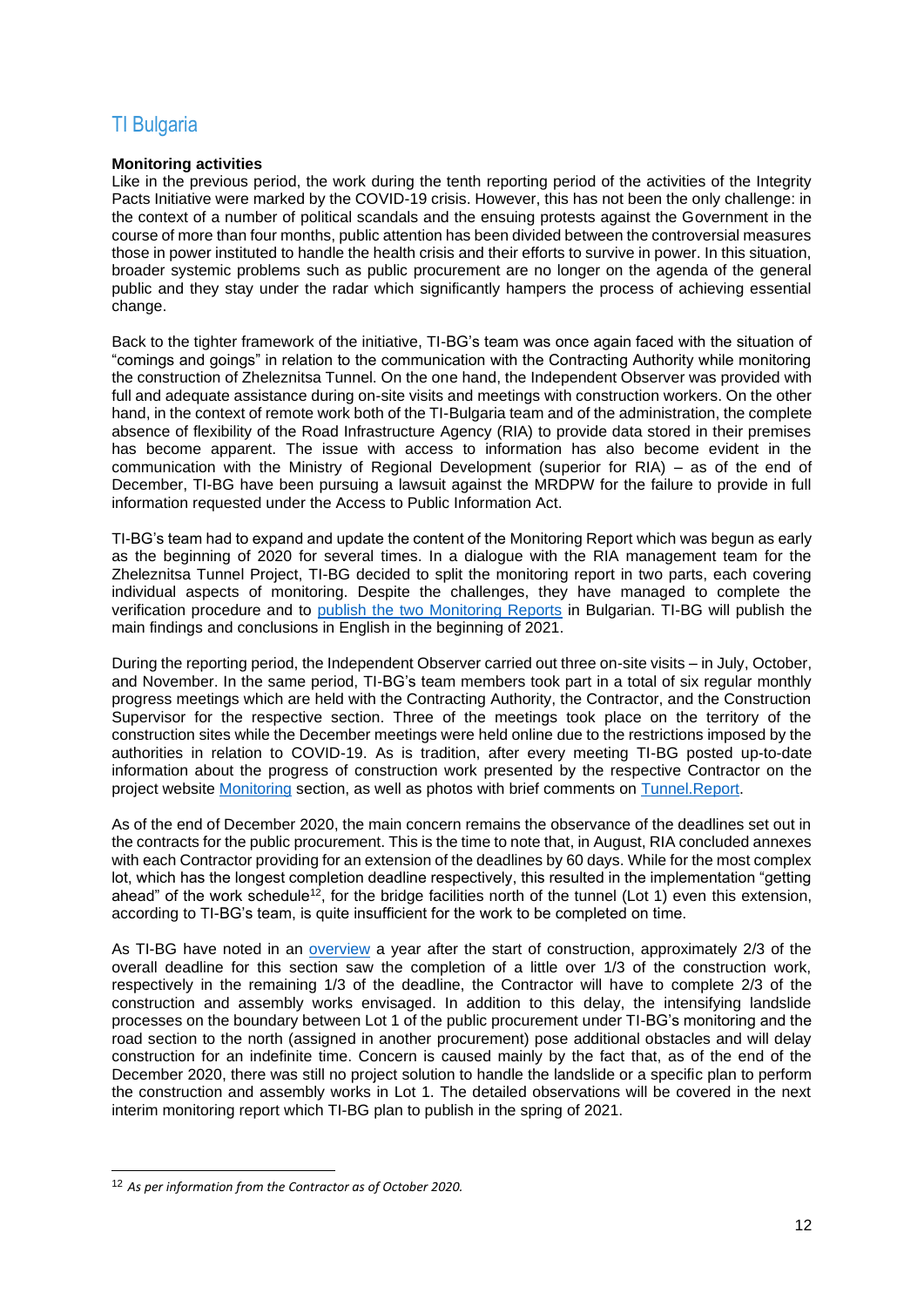## TI Bulgaria

**Monitoring activities**

Like in the previous period, the work during the tenth reporting period of the activities of the Integrity Pacts Initiative were marked by the COVID-19 crisis. However, this has not been the only challenge: in the context of a number of political scandals and the ensuing protests against the Government in the course of more than four months, public attention has been divided between the controversial measures those in power instituted to handle the health crisis and their efforts to survive in power. In this situation, broader systemic problems such as public procurement are no longer on the agenda of the general public and they stay under the radar which significantly hampers the process of achieving essential change.

Back to the tighter framework of the initiative, TI-BG's team was once again faced with the situation of "comings and goings" in relation to the communication with the Contracting Authority while monitoring the construction of Zheleznitsa Tunnel. On the one hand, the Independent Observer was provided with full and adequate assistance during on-site visits and meetings with construction workers. On the other hand, in the context of remote work both of the TI-Bulgaria team and of the administration, the complete absence of flexibility of the Road Infrastructure Agency (RIA) to provide data stored in their premises has become apparent. The issue with access to information has also become evident in the communication with the Ministry of Regional Development (superior for RIA) – as of the end of December, TI-BG have been pursuing a lawsuit against the MRDPW for the failure to provide in full information requested under the Access to Public Information Act.

TI-BG's team had to expand and update the content of the Monitoring Report which was begun as early as the beginning of 2020 for several times. In a dialogue with the RIA management team for the Zheleznitsa Tunnel Project, TI-BG decided to split the monitoring report in two parts, each covering individual aspects of monitoring. Despite the challenges, they have managed to complete the verification procedure and to publish the two Monitoring Reports in Bulgarian. TI-BG will publish the main findings and conclusions in English in the beginning of 2021.

During the reporting period, the Independent Observer carried out three on-site visits – in July, October, and November. In the same period, TI-BG's team members took part in a total of six regular monthly progress meetings which are held with the Contracting Authority, the Contractor, and the Construction Supervisor for the respective section. Three of the meetings took place on the territory of the construction sites while the December meetings were held online due to the restrictions imposed by the authorities in relation to COVID-19. As is tradition, after every meeting TI-BG posted up-to-date information about the progress of construction work presented by the respective Contractor on the project website Monitoring section, as well as photos with brief comments on Tunnel.Report.

As of the end of December 2020, the main concern remains the observance of the deadlines set out in the contracts for the public procurement. This is the time to note that, in August, RIA concluded annexes with each Contractor providing for an extension of the deadlines by 60 days. While for the most complex lot, which has the longest completion deadline respectively, this resulted in the implementation "getting ahead" of the work schedule[12], for the bridge facilities north of the tunnel (Lot 1) even this extension, according to TI-BG's team, is quite insufficient for the work to be completed on time.

As TI-BG have noted in an overview a year after the start of construction, approximately 2/3 of the overall deadline for this section saw the completion of a little over 1/3 of the construction work, respectively in the remaining 1/3 of the deadline, the Contractor will have to complete 2/3 of the construction and assembly works envisaged. In addition to this delay, the intensifying landslide processes on the boundary between Lot 1 of the public procurement under TI-BG's monitoring and the road section to the north (assigned in another procurement) pose additional obstacles and will delay construction for an indefinite time. Concern is caused mainly by the fact that, as of the end of the December 2020, there was still no project solution to handle the landslide or a specific plan to perform the construction and assembly works in Lot 1. The detailed observations will be covered in the next interim monitoring report which TI-BG plan to publish in the spring of 2021.

---

[12] *As per information from the Contractor as of October 2020.*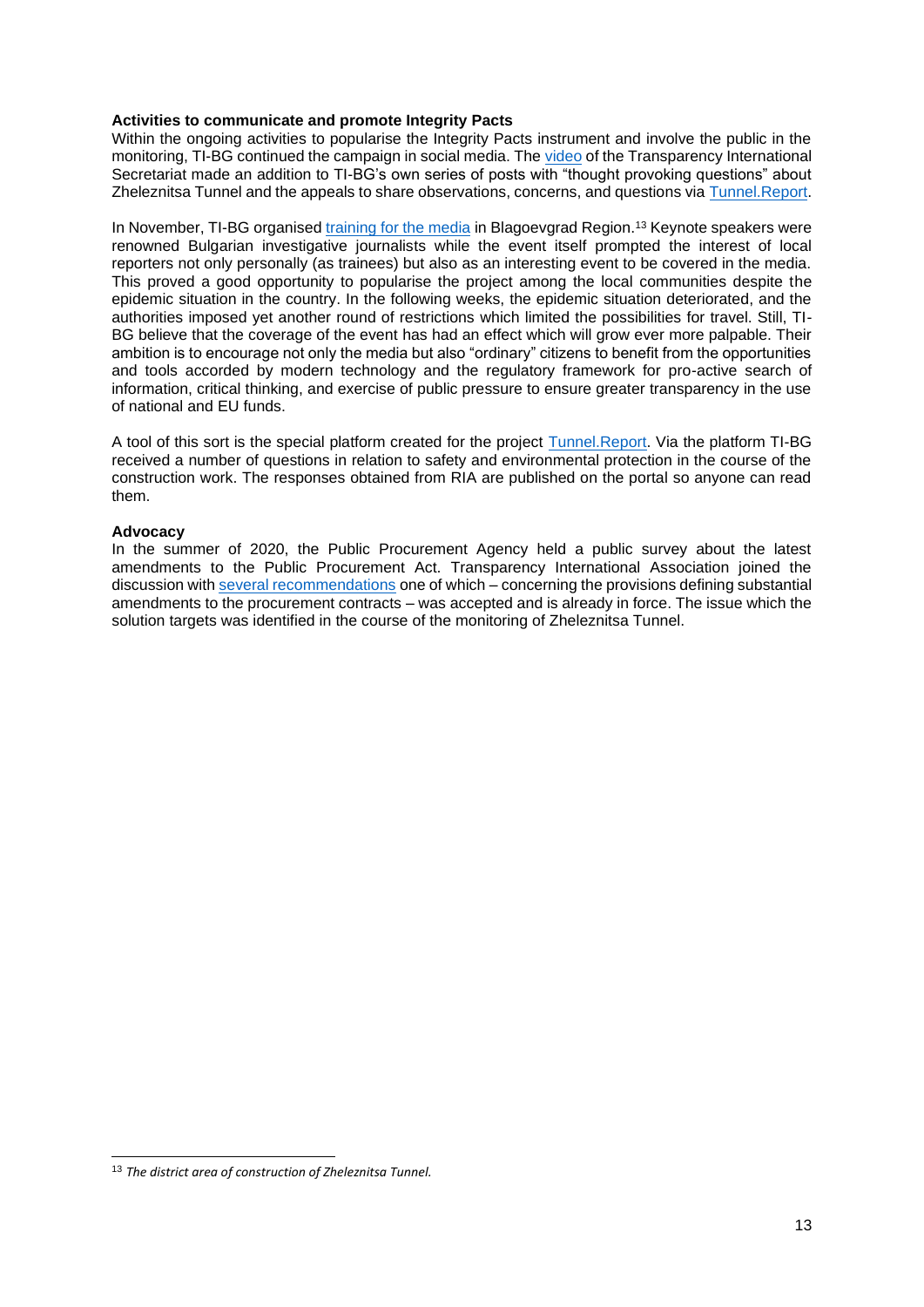**Activities to communicate and promote Integrity Pacts**

Within the ongoing activities to popularise the Integrity Pacts instrument and involve the public in the monitoring, TI-BG continued the campaign in social media. The video of the Transparency International Secretariat made an addition to TI-BG's own series of posts with "thought provoking questions" about Zheleznitsa Tunnel and the appeals to share observations, concerns, and questions via Tunnel.Report.

In November, TI-BG organised training for the media in Blagoevgrad Region.[13] Keynote speakers were renowned Bulgarian investigative journalists while the event itself prompted the interest of local reporters not only personally (as trainees) but also as an interesting event to be covered in the media. This proved a good opportunity to popularise the project among the local communities despite the epidemic situation in the country. In the following weeks, the epidemic situation deteriorated, and the authorities imposed yet another round of restrictions which limited the possibilities for travel. Still, TI-BG believe that the coverage of the event has had an effect which will grow ever more palpable. Their ambition is to encourage not only the media but also "ordinary" citizens to benefit from the opportunities and tools accorded by modern technology and the regulatory framework for pro-active search of information, critical thinking, and exercise of public pressure to ensure greater transparency in the use of national and EU funds.

A tool of this sort is the special platform created for the project Tunnel.Report. Via the platform TI-BG received a number of questions in relation to safety and environmental protection in the course of the construction work. The responses obtained from RIA are published on the portal so anyone can read them.

**Advocacy**

In the summer of 2020, the Public Procurement Agency held a public survey about the latest amendments to the Public Procurement Act. Transparency International Association joined the discussion with several recommendations one of which – concerning the provisions defining substantial amendments to the procurement contracts – was accepted and is already in force. The issue which the solution targets was identified in the course of the monitoring of Zheleznitsa Tunnel.

---

[13] *The district area of construction of Zheleznitsa Tunnel.*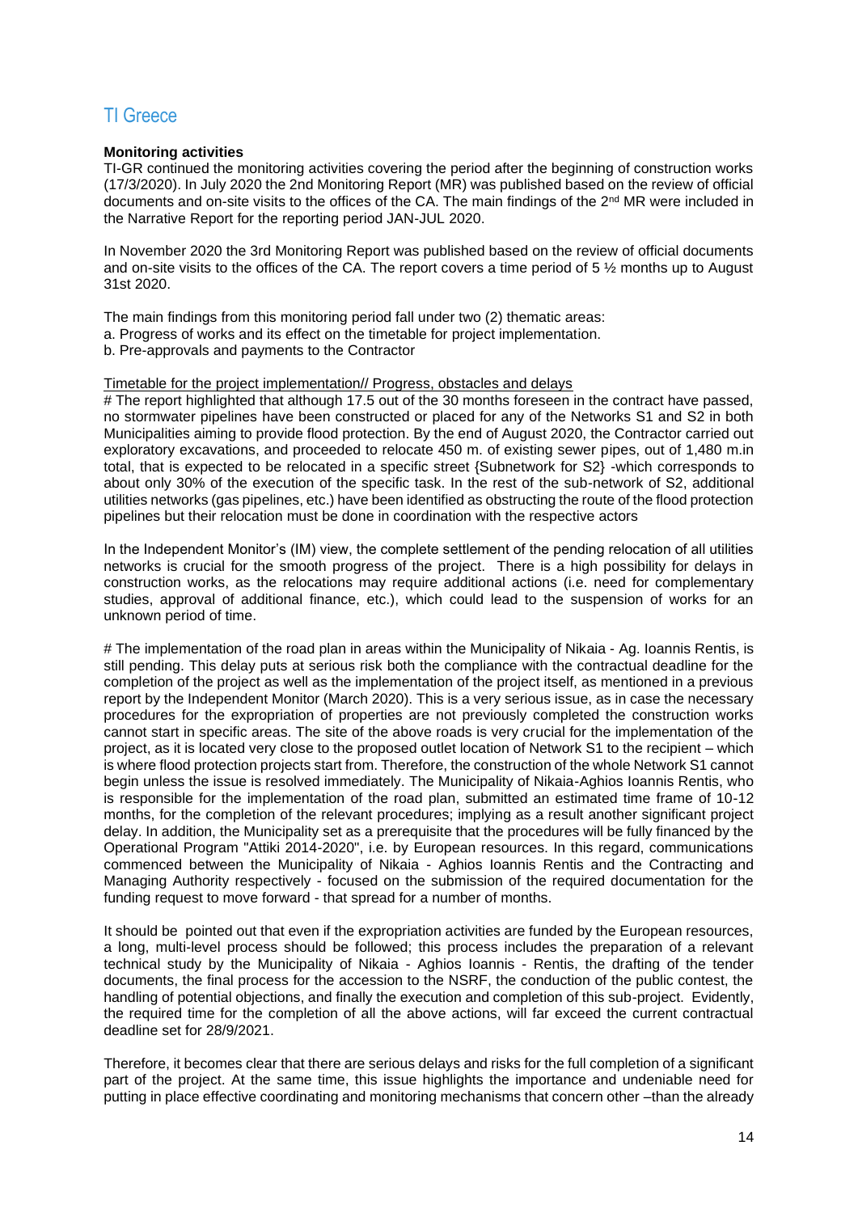## TI Greece

**Monitoring activities**

TI-GR continued the monitoring activities covering the period after the beginning of construction works (17/3/2020). In July 2020 the 2nd Monitoring Report (MR) was published based on the review of official documents and on-site visits to the offices of the CA. The main findings of the 2nd MR were included in the Narrative Report for the reporting period JAN-JUL 2020.

In November 2020 the 3rd Monitoring Report was published based on the review of official documents and on-site visits to the offices of the CA. The report covers a time period of 5 ½ months up to August 31st 2020.

The main findings from this monitoring period fall under two (2) thematic areas:

a. Progress of works and its effect on the timetable for project implementation.
b. Pre-approvals and payments to the Contractor

Timetable for the project implementation// Progress, obstacles and delays

# The report highlighted that although 17.5 out of the 30 months foreseen in the contract have passed, no stormwater pipelines have been constructed or placed for any of the Networks S1 and S2 in both Municipalities aiming to provide flood protection. By the end of August 2020, the Contractor carried out exploratory excavations, and proceeded to relocate 450 m. of existing sewer pipes, out of 1,480 m.in total, that is expected to be relocated in a specific street {Subnetwork for S2} -which corresponds to about only 30% of the execution of the specific task. In the rest of the sub-network of S2, additional utilities networks (gas pipelines, etc.) have been identified as obstructing the route of the flood protection pipelines but their relocation must be done in coordination with the respective actors

In the Independent Monitor's (IM) view, the complete settlement of the pending relocation of all utilities networks is crucial for the smooth progress of the project. There is a high possibility for delays in construction works, as the relocations may require additional actions (i.e. need for complementary studies, approval of additional finance, etc.), which could lead to the suspension of works for an unknown period of time.

# The implementation of the road plan in areas within the Municipality of Nikaia - Ag. Ioannis Rentis, is still pending. This delay puts at serious risk both the compliance with the contractual deadline for the completion of the project as well as the implementation of the project itself, as mentioned in a previous report by the Independent Monitor (March 2020). This is a very serious issue, as in case the necessary procedures for the expropriation of properties are not previously completed the construction works cannot start in specific areas. The site of the above roads is very crucial for the implementation of the project, as it is located very close to the proposed outlet location of Network S1 to the recipient – which is where flood protection projects start from. Therefore, the construction of the whole Network S1 cannot begin unless the issue is resolved immediately. The Municipality of Nikaia-Aghios Ioannis Rentis, who is responsible for the implementation of the road plan, submitted an estimated time frame of 10-12 months, for the completion of the relevant procedures; implying as a result another significant project delay. In addition, the Municipality set as a prerequisite that the procedures will be fully financed by the Operational Program "Attiki 2014-2020", i.e. by European resources. In this regard, communications commenced between the Municipality of Nikaia - Aghios Ioannis Rentis and the Contracting and Managing Authority respectively - focused on the submission of the required documentation for the funding request to move forward - that spread for a number of months.

It should be pointed out that even if the expropriation activities are funded by the European resources, a long, multi-level process should be followed; this process includes the preparation of a relevant technical study by the Municipality of Nikaia - Aghios Ioannis - Rentis, the drafting of the tender documents, the final process for the accession to the NSRF, the conduction of the public contest, the handling of potential objections, and finally the execution and completion of this sub-project. Evidently, the required time for the completion of all the above actions, will far exceed the current contractual deadline set for 28/9/2021.

Therefore, it becomes clear that there are serious delays and risks for the full completion of a significant part of the project. At the same time, this issue highlights the importance and undeniable need for putting in place effective coordinating and monitoring mechanisms that concern other –than the already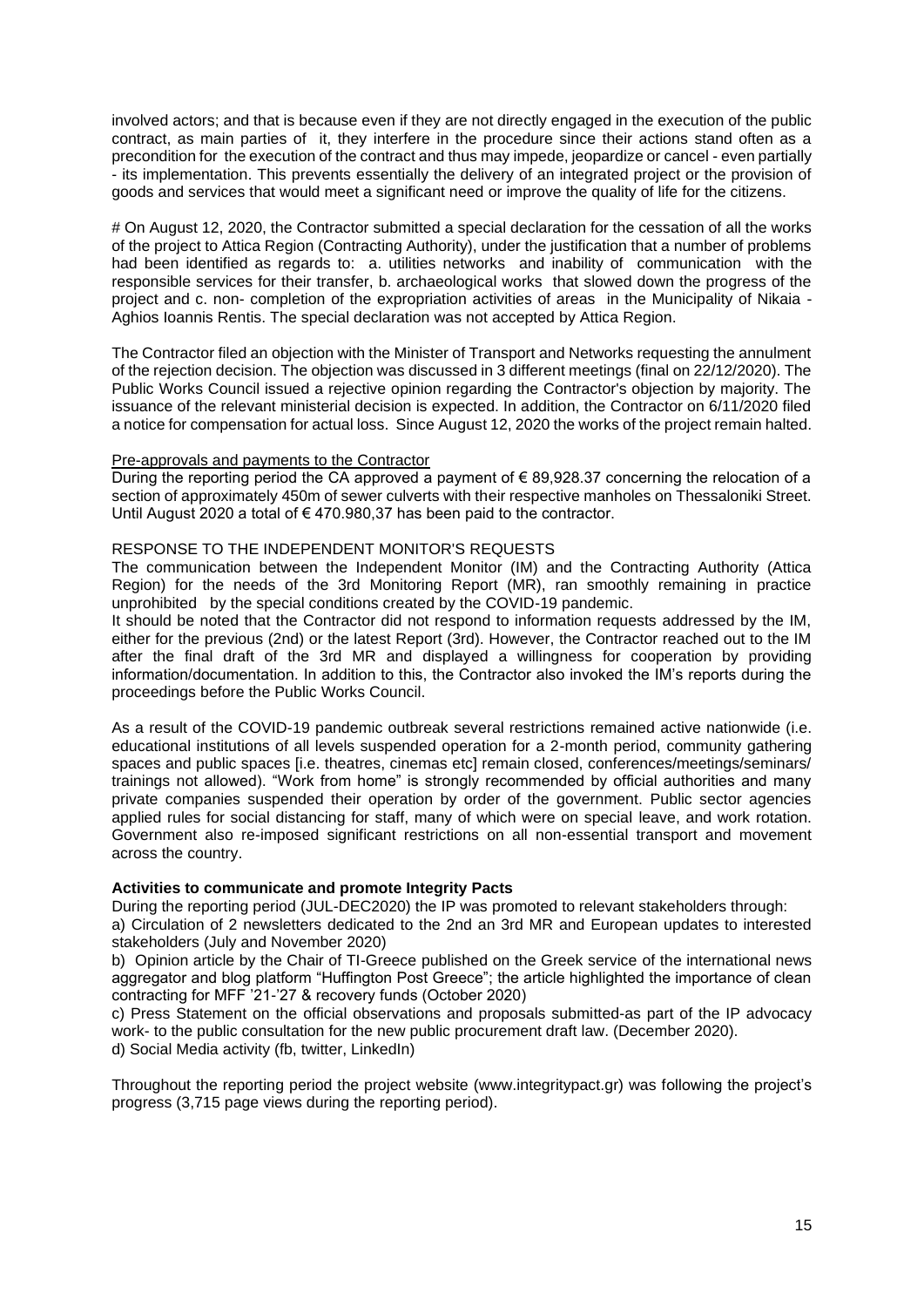involved actors; and that is because even if they are not directly engaged in the execution of the public contract, as main parties of it, they interfere in the procedure since their actions stand often as a precondition for the execution of the contract and thus may impede, jeopardize or cancel - even partially - its implementation. This prevents essentially the delivery of an integrated project or the provision of goods and services that would meet a significant need or improve the quality of life for the citizens.

# On August 12, 2020, the Contractor submitted a special declaration for the cessation of all the works of the project to Attica Region (Contracting Authority), under the justification that a number of problems had been identified as regards to: a. utilities networks and inability of communication with the responsible services for their transfer, b. archaeological works that slowed down the progress of the project and c. non- completion of the expropriation activities of areas in the Municipality of Nikaia - Aghios Ioannis Rentis. The special declaration was not accepted by Attica Region.

The Contractor filed an objection with the Minister of Transport and Networks requesting the annulment of the rejection decision. The objection was discussed in 3 different meetings (final on 22/12/2020). The Public Works Council issued a rejective opinion regarding the Contractor's objection by majority. The issuance of the relevant ministerial decision is expected. In addition, the Contractor on 6/11/2020 filed a notice for compensation for actual loss. Since August 12, 2020 the works of the project remain halted.

Pre-approvals and payments to the Contractor

During the reporting period the CA approved a payment of € 89,928.37 concerning the relocation of a section of approximately 450m of sewer culverts with their respective manholes on Thessaloniki Street. Until August 2020 a total of € 470.980,37 has been paid to the contractor.

RESPONSE TO THE INDEPENDENT MONITOR'S REQUESTS

The communication between the Independent Monitor (IM) and the Contracting Authority (Attica Region) for the needs of the 3rd Monitoring Report (MR), ran smoothly remaining in practice unprohibited by the special conditions created by the COVID-19 pandemic.

It should be noted that the Contractor did not respond to information requests addressed by the IM, either for the previous (2nd) or the latest Report (3rd). However, the Contractor reached out to the IM after the final draft of the 3rd MR and displayed a willingness for cooperation by providing information/documentation. In addition to this, the Contractor also invoked the IM's reports during the proceedings before the Public Works Council.

As a result of the COVID-19 pandemic outbreak several restrictions remained active nationwide (i.e. educational institutions of all levels suspended operation for a 2-month period, community gathering spaces and public spaces [i.e. theatres, cinemas etc] remain closed, conferences/meetings/seminars/ trainings not allowed). "Work from home" is strongly recommended by official authorities and many private companies suspended their operation by order of the government. Public sector agencies applied rules for social distancing for staff, many of which were on special leave, and work rotation. Government also re-imposed significant restrictions on all non-essential transport and movement across the country.

**Activities to communicate and promote Integrity Pacts**

During the reporting period (JUL-DEC2020) the IP was promoted to relevant stakeholders through:

a) Circulation of 2 newsletters dedicated to the 2nd an 3rd MR and European updates to interested stakeholders (July and November 2020)

b) Opinion article by the Chair of TI-Greece published on the Greek service of the international news aggregator and blog platform "Huffington Post Greece"; the article highlighted the importance of clean contracting for MFF '21-'27 & recovery funds (October 2020)

c) Press Statement on the official observations and proposals submitted-as part of the IP advocacy work- to the public consultation for the new public procurement draft law. (December 2020).

d) Social Media activity (fb, twitter, LinkedIn)

Throughout the reporting period the project website (www.integritypact.gr) was following the project's progress (3,715 page views during the reporting period).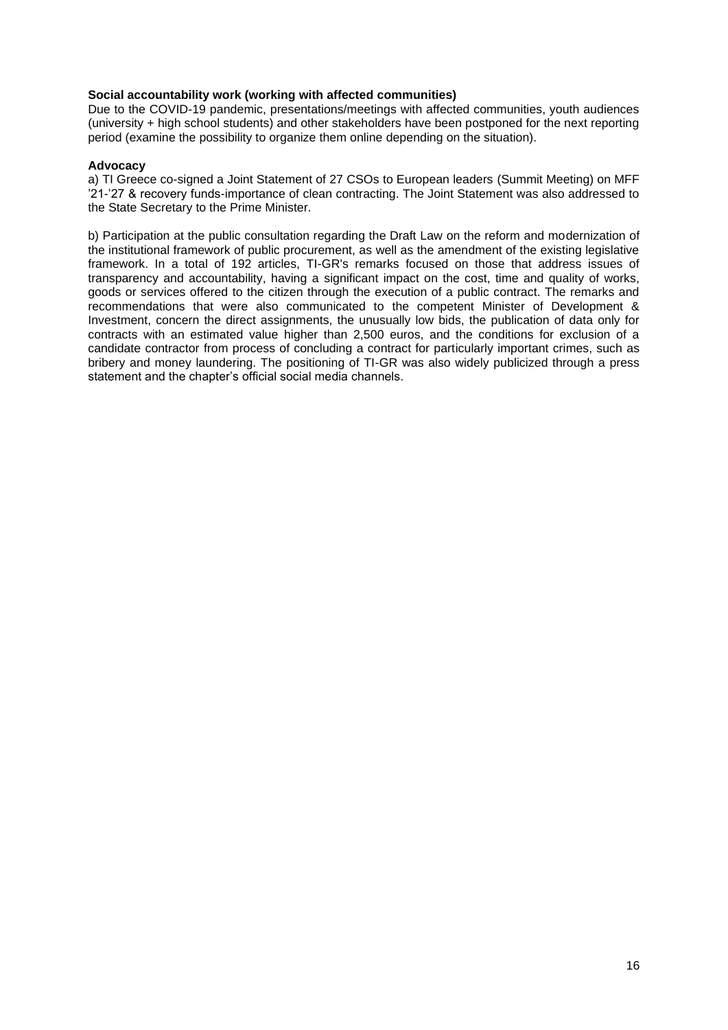**Social accountability work (working with affected communities)**
Due to the COVID-19 pandemic, presentations/meetings with affected communities, youth audiences (university + high school students) and other stakeholders have been postponed for the next reporting period (examine the possibility to organize them online depending on the situation).

**Advocacy**
a) TI Greece co-signed a Joint Statement of 27 CSOs to European leaders (Summit Meeting) on MFF '21-'27 & recovery funds-importance of clean contracting. The Joint Statement was also addressed to the State Secretary to the Prime Minister.

b) Participation at the public consultation regarding the Draft Law on the reform and modernization of the institutional framework of public procurement, as well as the amendment of the existing legislative framework. In a total of 192 articles, TI-GR's remarks focused on those that address issues of transparency and accountability, having a significant impact on the cost, time and quality of works, goods or services offered to the citizen through the execution of a public contract. The remarks and recommendations that were also communicated to the competent Minister of Development & Investment, concern the direct assignments, the unusually low bids, the publication of data only for contracts with an estimated value higher than 2,500 euros, and the conditions for exclusion of a candidate contractor from process of concluding a contract for particularly important crimes, such as bribery and money laundering. The positioning of TI-GR was also widely publicized through a press statement and the chapter's official social media channels.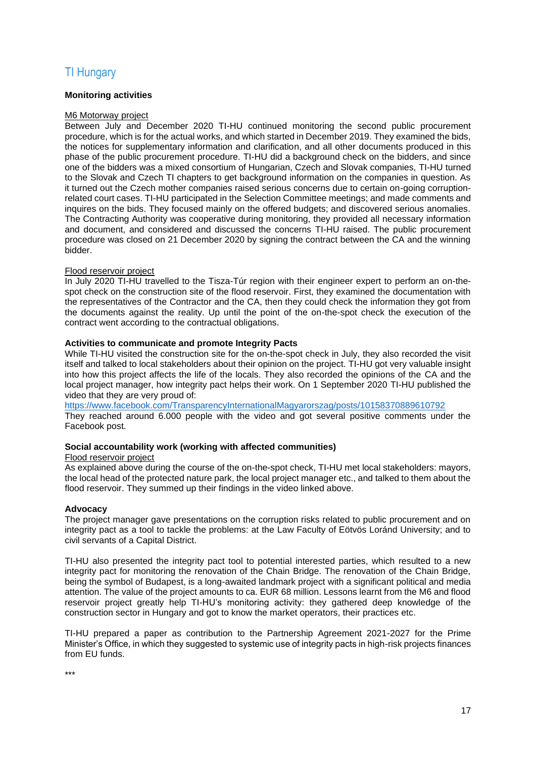## TI Hungary

**Monitoring activities**

M6 Motorway project

Between July and December 2020 TI-HU continued monitoring the second public procurement procedure, which is for the actual works, and which started in December 2019. They examined the bids, the notices for supplementary information and clarification, and all other documents produced in this phase of the public procurement procedure. TI-HU did a background check on the bidders, and since one of the bidders was a mixed consortium of Hungarian, Czech and Slovak companies, TI-HU turned to the Slovak and Czech TI chapters to get background information on the companies in question. As it turned out the Czech mother companies raised serious concerns due to certain on-going corruption-related court cases. TI-HU participated in the Selection Committee meetings; and made comments and inquires on the bids. They focused mainly on the offered budgets; and discovered serious anomalies. The Contracting Authority was cooperative during monitoring, they provided all necessary information and document, and considered and discussed the concerns TI-HU raised. The public procurement procedure was closed on 21 December 2020 by signing the contract between the CA and the winning bidder.

Flood reservoir project

In July 2020 TI-HU travelled to the Tisza-Túr region with their engineer expert to perform an on-the-spot check on the construction site of the flood reservoir. First, they examined the documentation with the representatives of the Contractor and the CA, then they could check the information they got from the documents against the reality. Up until the point of the on-the-spot check the execution of the contract went according to the contractual obligations.

**Activities to communicate and promote Integrity Pacts**

While TI-HU visited the construction site for the on-the-spot check in July, they also recorded the visit itself and talked to local stakeholders about their opinion on the project. TI-HU got very valuable insight into how this project affects the life of the locals. They also recorded the opinions of the CA and the local project manager, how integrity pact helps their work. On 1 September 2020 TI-HU published the video that they are very proud of:

https://www.facebook.com/TransparencyInternationalMagyarorszag/posts/10158370889610792

They reached around 6.000 people with the video and got several positive comments under the Facebook post.

**Social accountability work (working with affected communities)**

Flood reservoir project

As explained above during the course of the on-the-spot check, TI-HU met local stakeholders: mayors, the local head of the protected nature park, the local project manager etc., and talked to them about the flood reservoir. They summed up their findings in the video linked above.

**Advocacy**

The project manager gave presentations on the corruption risks related to public procurement and on integrity pact as a tool to tackle the problems: at the Law Faculty of Eötvös Loránd University; and to civil servants of a Capital District.

TI-HU also presented the integrity pact tool to potential interested parties, which resulted to a new integrity pact for monitoring the renovation of the Chain Bridge. The renovation of the Chain Bridge, being the symbol of Budapest, is a long-awaited landmark project with a significant political and media attention. The value of the project amounts to ca. EUR 68 million. Lessons learnt from the M6 and flood reservoir project greatly help TI-HU's monitoring activity: they gathered deep knowledge of the construction sector in Hungary and got to know the market operators, their practices etc.

TI-HU prepared a paper as contribution to the Partnership Agreement 2021-2027 for the Prime Minister's Office, in which they suggested to systemic use of integrity pacts in high-risk projects finances from EU funds.

***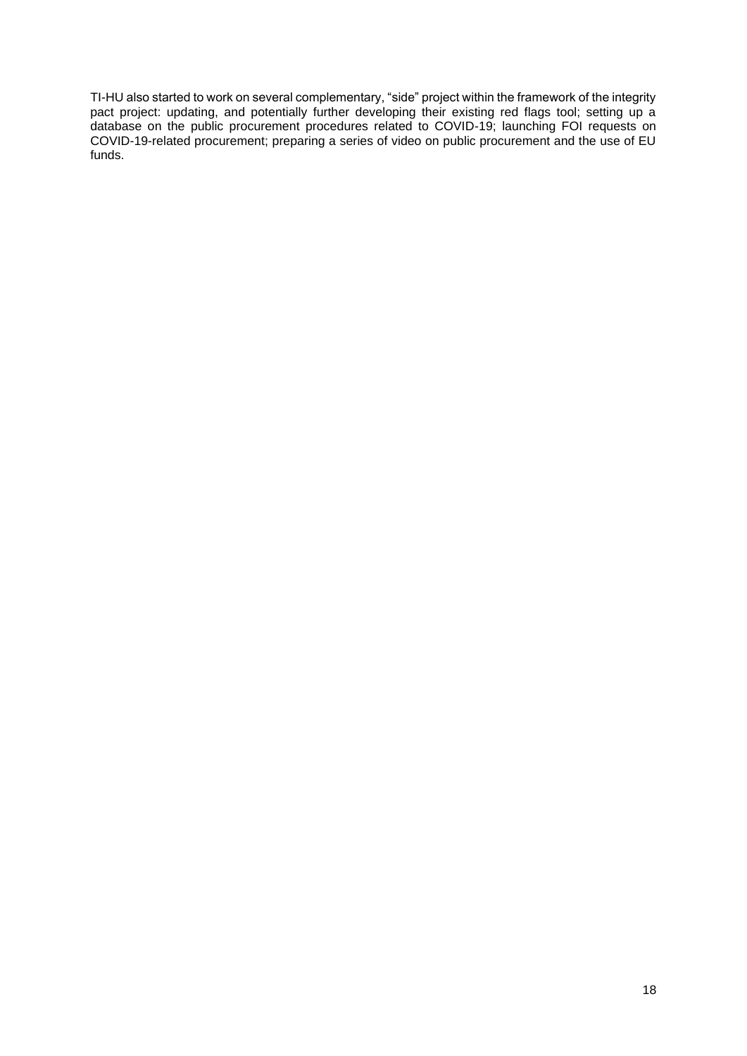TI-HU also started to work on several complementary, "side" project within the framework of the integrity pact project: updating, and potentially further developing their existing red flags tool; setting up a database on the public procurement procedures related to COVID-19; launching FOI requests on COVID-19-related procurement; preparing a series of video on public procurement and the use of EU funds.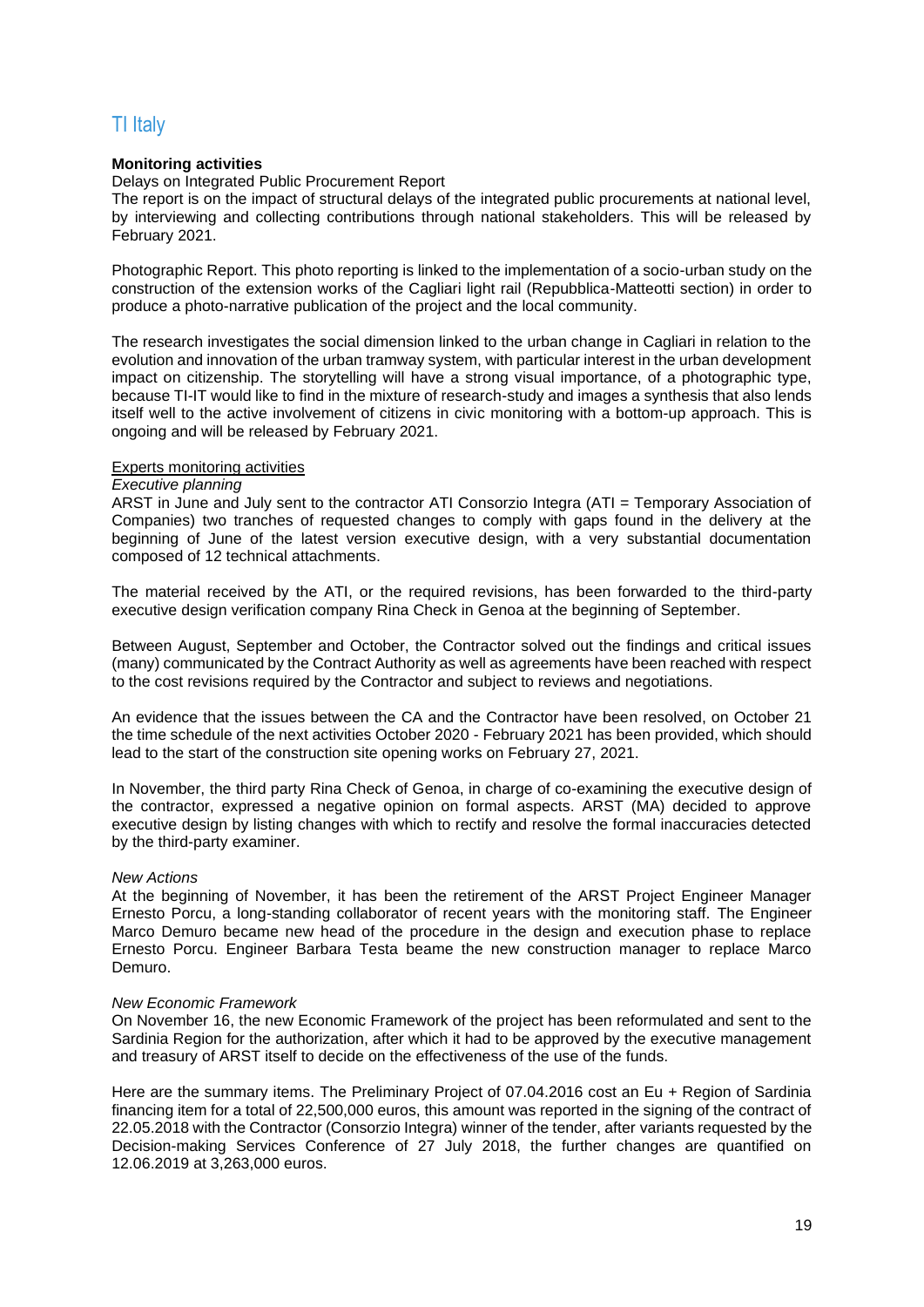# TI Italy

**Monitoring activities**

Delays on Integrated Public Procurement Report

The report is on the impact of structural delays of the integrated public procurements at national level, by interviewing and collecting contributions through national stakeholders. This will be released by February 2021.

Photographic Report. This photo reporting is linked to the implementation of a socio-urban study on the construction of the extension works of the Cagliari light rail (Repubblica-Matteotti section) in order to produce a photo-narrative publication of the project and the local community.

The research investigates the social dimension linked to the urban change in Cagliari in relation to the evolution and innovation of the urban tramway system, with particular interest in the urban development impact on citizenship. The storytelling will have a strong visual importance, of a photographic type, because TI-IT would like to find in the mixture of research-study and images a synthesis that also lends itself well to the active involvement of citizens in civic monitoring with a bottom-up approach. This is ongoing and will be released by February 2021.

<u>Experts monitoring activities</u>

*Executive planning*

ARST in June and July sent to the contractor ATI Consorzio Integra (ATI = Temporary Association of Companies) two tranches of requested changes to comply with gaps found in the delivery at the beginning of June of the latest version executive design, with a very substantial documentation composed of 12 technical attachments.

The material received by the ATI, or the required revisions, has been forwarded to the third-party executive design verification company Rina Check in Genoa at the beginning of September.

Between August, September and October, the Contractor solved out the findings and critical issues (many) communicated by the Contract Authority as well as agreements have been reached with respect to the cost revisions required by the Contractor and subject to reviews and negotiations.

An evidence that the issues between the CA and the Contractor have been resolved, on October 21 the time schedule of the next activities October 2020 - February 2021 has been provided, which should lead to the start of the construction site opening works on February 27, 2021.

In November, the third party Rina Check of Genoa, in charge of co-examining the executive design of the contractor, expressed a negative opinion on formal aspects. ARST (MA) decided to approve executive design by listing changes with which to rectify and resolve the formal inaccuracies detected by the third-party examiner.

*New Actions*

At the beginning of November, it has been the retirement of the ARST Project Engineer Manager Ernesto Porcu, a long-standing collaborator of recent years with the monitoring staff. The Engineer Marco Demuro became new head of the procedure in the design and execution phase to replace Ernesto Porcu. Engineer Barbara Testa beame the new construction manager to replace Marco Demuro.

*New Economic Framework*

On November 16, the new Economic Framework of the project has been reformulated and sent to the Sardinia Region for the authorization, after which it had to be approved by the executive management and treasury of ARST itself to decide on the effectiveness of the use of the funds.

Here are the summary items. The Preliminary Project of 07.04.2016 cost an Eu + Region of Sardinia financing item for a total of 22,500,000 euros, this amount was reported in the signing of the contract of 22.05.2018 with the Contractor (Consorzio Integra) winner of the tender, after variants requested by the Decision-making Services Conference of 27 July 2018, the further changes are quantified on 12.06.2019 at 3,263,000 euros.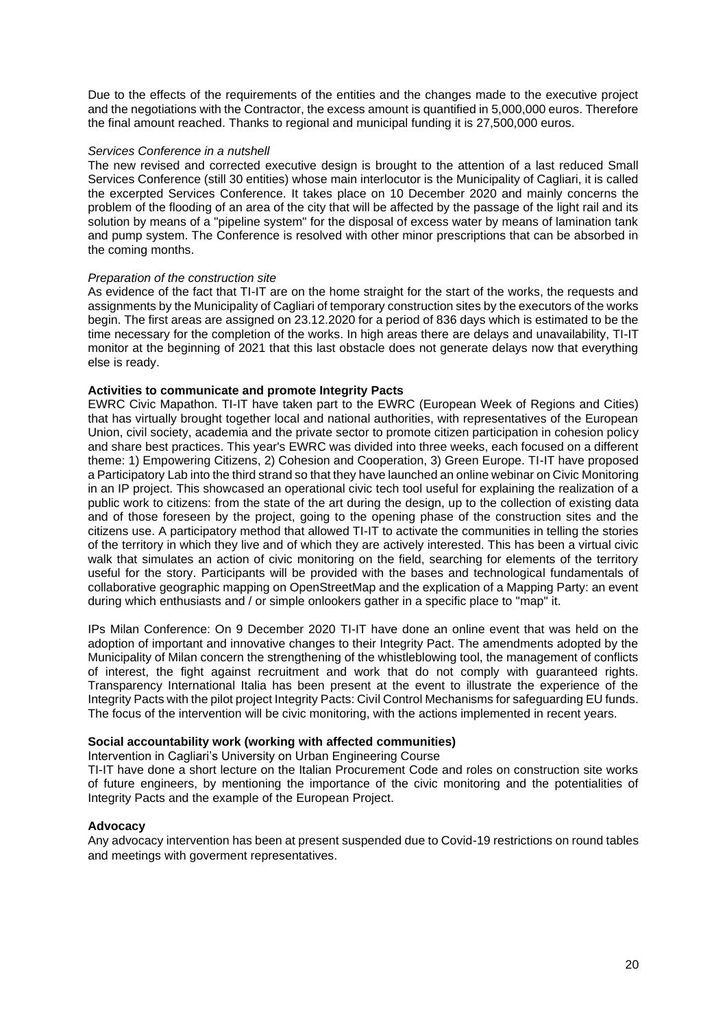Due to the effects of the requirements of the entities and the changes made to the executive project and the negotiations with the Contractor, the excess amount is quantified in 5,000,000 euros. Therefore the final amount reached. Thanks to regional and municipal funding it is 27,500,000 euros.

*Services Conference in a nutshell*

The new revised and corrected executive design is brought to the attention of a last reduced Small Services Conference (still 30 entities) whose main interlocutor is the Municipality of Cagliari, it is called the excerpted Services Conference. It takes place on 10 December 2020 and mainly concerns the problem of the flooding of an area of the city that will be affected by the passage of the light rail and its solution by means of a "pipeline system" for the disposal of excess water by means of lamination tank and pump system. The Conference is resolved with other minor prescriptions that can be absorbed in the coming months.

*Preparation of the construction site*

As evidence of the fact that TI-IT are on the home straight for the start of the works, the requests and assignments by the Municipality of Cagliari of temporary construction sites by the executors of the works begin. The first areas are assigned on 23.12.2020 for a period of 836 days which is estimated to be the time necessary for the completion of the works. In high areas there are delays and unavailability, TI-IT monitor at the beginning of 2021 that this last obstacle does not generate delays now that everything else is ready.

**Activities to communicate and promote Integrity Pacts**

EWRC Civic Mapathon. TI-IT have taken part to the EWRC (European Week of Regions and Cities) that has virtually brought together local and national authorities, with representatives of the European Union, civil society, academia and the private sector to promote citizen participation in cohesion policy and share best practices. This year's EWRC was divided into three weeks, each focused on a different theme: 1) Empowering Citizens, 2) Cohesion and Cooperation, 3) Green Europe. TI-IT have proposed a Participatory Lab into the third strand so that they have launched an online webinar on Civic Monitoring in an IP project. This showcased an operational civic tech tool useful for explaining the realization of a public work to citizens: from the state of the art during the design, up to the collection of existing data and of those foreseen by the project, going to the opening phase of the construction sites and the citizens use. A participatory method that allowed TI-IT to activate the communities in telling the stories of the territory in which they live and of which they are actively interested. This has been a virtual civic walk that simulates an action of civic monitoring on the field, searching for elements of the territory useful for the story. Participants will be provided with the bases and technological fundamentals of collaborative geographic mapping on OpenStreetMap and the explication of a Mapping Party: an event during which enthusiasts and / or simple onlookers gather in a specific place to "map" it.

IPs Milan Conference: On 9 December 2020 TI-IT have done an online event that was held on the adoption of important and innovative changes to their Integrity Pact. The amendments adopted by the Municipality of Milan concern the strengthening of the whistleblowing tool, the management of conflicts of interest, the fight against recruitment and work that do not comply with guaranteed rights. Transparency International Italia has been present at the event to illustrate the experience of the Integrity Pacts with the pilot project Integrity Pacts: Civil Control Mechanisms for safeguarding EU funds. The focus of the intervention will be civic monitoring, with the actions implemented in recent years.

**Social accountability work (working with affected communities)**

Intervention in Cagliari's University on Urban Engineering Course

TI-IT have done a short lecture on the Italian Procurement Code and roles on construction site works of future engineers, by mentioning the importance of the civic monitoring and the potentialities of Integrity Pacts and the example of the European Project.

**Advocacy**

Any advocacy intervention has been at present suspended due to Covid-19 restrictions on round tables and meetings with goverment representatives.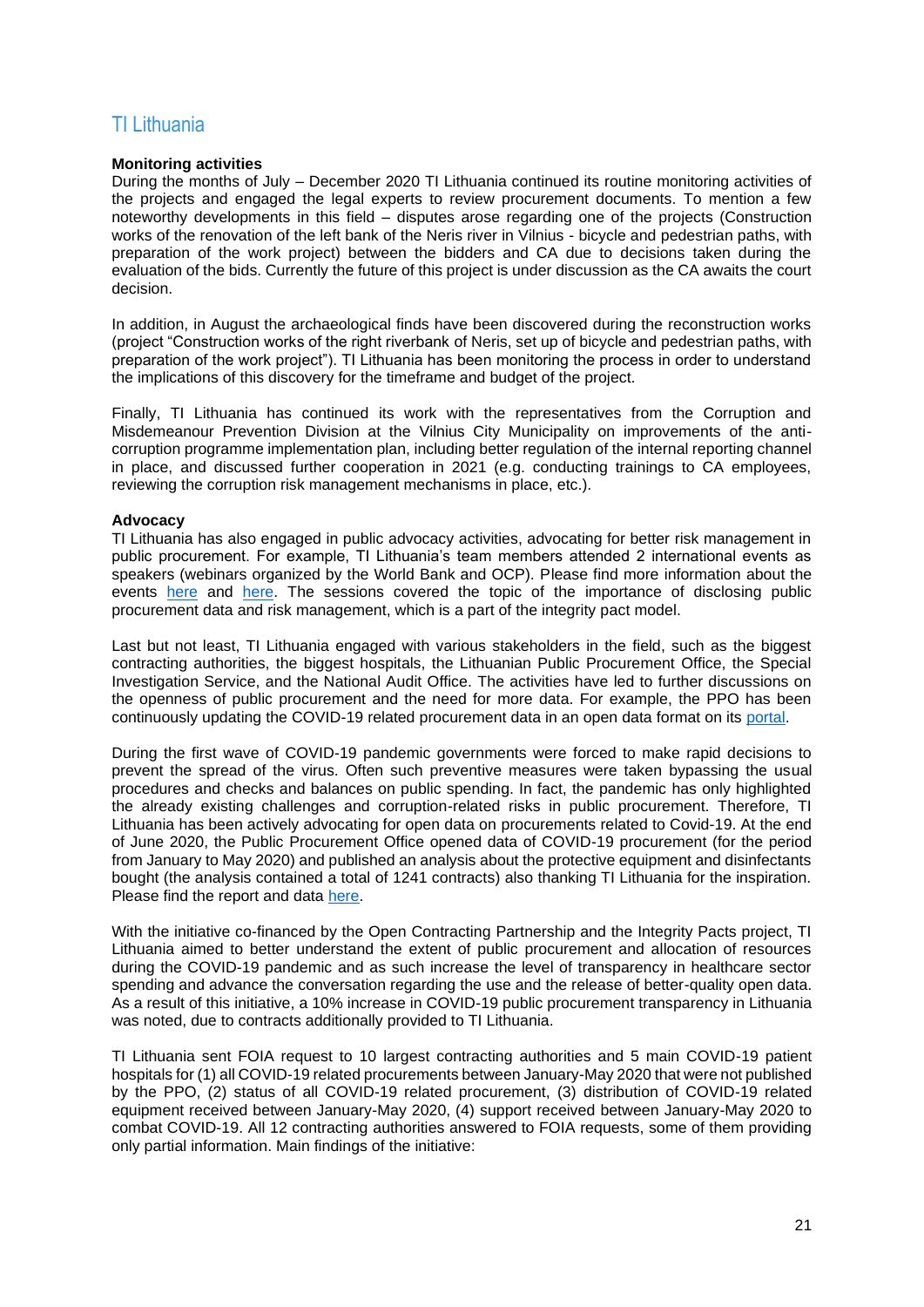## TI Lithuania

**Monitoring activities**

During the months of July – December 2020 TI Lithuania continued its routine monitoring activities of the projects and engaged the legal experts to review procurement documents. To mention a few noteworthy developments in this field – disputes arose regarding one of the projects (Construction works of the renovation of the left bank of the Neris river in Vilnius - bicycle and pedestrian paths, with preparation of the work project) between the bidders and CA due to decisions taken during the evaluation of the bids. Currently the future of this project is under discussion as the CA awaits the court decision.

In addition, in August the archaeological finds have been discovered during the reconstruction works (project "Construction works of the right riverbank of Neris, set up of bicycle and pedestrian paths, with preparation of the work project"). TI Lithuania has been monitoring the process in order to understand the implications of this discovery for the timeframe and budget of the project.

Finally, TI Lithuania has continued its work with the representatives from the Corruption and Misdemeanour Prevention Division at the Vilnius City Municipality on improvements of the anti-corruption programme implementation plan, including better regulation of the internal reporting channel in place, and discussed further cooperation in 2021 (e.g. conducting trainings to CA employees, reviewing the corruption risk management mechanisms in place, etc.).

**Advocacy**

TI Lithuania has also engaged in public advocacy activities, advocating for better risk management in public procurement. For example, TI Lithuania's team members attended 2 international events as speakers (webinars organized by the World Bank and OCP). Please find more information about the events here and here. The sessions covered the topic of the importance of disclosing public procurement data and risk management, which is a part of the integrity pact model.

Last but not least, TI Lithuania engaged with various stakeholders in the field, such as the biggest contracting authorities, the biggest hospitals, the Lithuanian Public Procurement Office, the Special Investigation Service, and the National Audit Office. The activities have led to further discussions on the openness of public procurement and the need for more data. For example, the PPO has been continuously updating the COVID-19 related procurement data in an open data format on its portal.

During the first wave of COVID-19 pandemic governments were forced to make rapid decisions to prevent the spread of the virus. Often such preventive measures were taken bypassing the usual procedures and checks and balances on public spending. In fact, the pandemic has only highlighted the already existing challenges and corruption-related risks in public procurement. Therefore, TI Lithuania has been actively advocating for open data on procurements related to Covid-19. At the end of June 2020, the Public Procurement Office opened data of COVID-19 procurement (for the period from January to May 2020) and published an analysis about the protective equipment and disinfectants bought (the analysis contained a total of 1241 contracts) also thanking TI Lithuania for the inspiration. Please find the report and data here.

With the initiative co-financed by the Open Contracting Partnership and the Integrity Pacts project, TI Lithuania aimed to better understand the extent of public procurement and allocation of resources during the COVID-19 pandemic and as such increase the level of transparency in healthcare sector spending and advance the conversation regarding the use and the release of better-quality open data. As a result of this initiative, a 10% increase in COVID-19 public procurement transparency in Lithuania was noted, due to contracts additionally provided to TI Lithuania.

TI Lithuania sent FOIA request to 10 largest contracting authorities and 5 main COVID-19 patient hospitals for (1) all COVID-19 related procurements between January-May 2020 that were not published by the PPO, (2) status of all COVID-19 related procurement, (3) distribution of COVID-19 related equipment received between January-May 2020, (4) support received between January-May 2020 to combat COVID-19. All 12 contracting authorities answered to FOIA requests, some of them providing only partial information. Main findings of the initiative: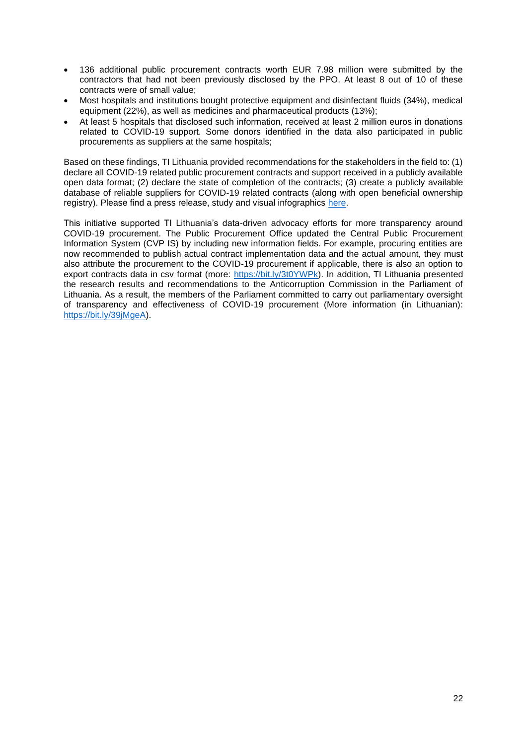- 136 additional public procurement contracts worth EUR 7.98 million were submitted by the contractors that had not been previously disclosed by the PPO. At least 8 out of 10 of these contracts were of small value;
- Most hospitals and institutions bought protective equipment and disinfectant fluids (34%), medical equipment (22%), as well as medicines and pharmaceutical products (13%);
- At least 5 hospitals that disclosed such information, received at least 2 million euros in donations related to COVID-19 support. Some donors identified in the data also participated in public procurements as suppliers at the same hospitals;

Based on these findings, TI Lithuania provided recommendations for the stakeholders in the field to: (1) declare all COVID-19 related public procurement contracts and support received in a publicly available open data format; (2) declare the state of completion of the contracts; (3) create a publicly available database of reliable suppliers for COVID-19 related contracts (along with open beneficial ownership registry). Please find a press release, study and visual infographics here.

This initiative supported TI Lithuania's data-driven advocacy efforts for more transparency around COVID-19 procurement. The Public Procurement Office updated the Central Public Procurement Information System (CVP IS) by including new information fields. For example, procuring entities are now recommended to publish actual contract implementation data and the actual amount, they must also attribute the procurement to the COVID-19 procurement if applicable, there is also an option to export contracts data in csv format (more: https://bit.ly/3t0YWPk). In addition, TI Lithuania presented the research results and recommendations to the Anticorruption Commission in the Parliament of Lithuania. As a result, the members of the Parliament committed to carry out parliamentary oversight of transparency and effectiveness of COVID-19 procurement (More information (in Lithuanian): https://bit.ly/39jMgeA).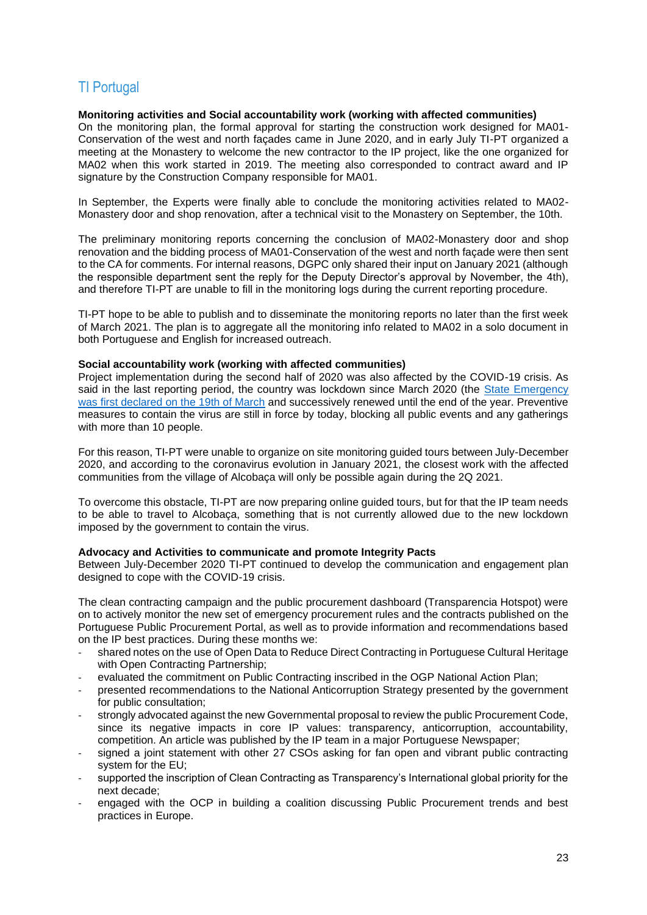## TI Portugal

**Monitoring activities and Social accountability work (working with affected communities)**
On the monitoring plan, the formal approval for starting the construction work designed for MA01-Conservation of the west and north façades came in June 2020, and in early July TI-PT organized a meeting at the Monastery to welcome the new contractor to the IP project, like the one organized for MA02 when this work started in 2019. The meeting also corresponded to contract award and IP signature by the Construction Company responsible for MA01.

In September, the Experts were finally able to conclude the monitoring activities related to MA02-Monastery door and shop renovation, after a technical visit to the Monastery on September, the 10th.

The preliminary monitoring reports concerning the conclusion of MA02-Monastery door and shop renovation and the bidding process of MA01-Conservation of the west and north façade were then sent to the CA for comments. For internal reasons, DGPC only shared their input on January 2021 (although the responsible department sent the reply for the Deputy Director's approval by November, the 4th), and therefore TI-PT are unable to fill in the monitoring logs during the current reporting procedure.

TI-PT hope to be able to publish and to disseminate the monitoring reports no later than the first week of March 2021. The plan is to aggregate all the monitoring info related to MA02 in a solo document in both Portuguese and English for increased outreach.

**Social accountability work (working with affected communities)**
Project implementation during the second half of 2020 was also affected by the COVID-19 crisis. As said in the last reporting period, the country was lockdown since March 2020 (the State Emergency was first declared on the 19th of March and successively renewed until the end of the year. Preventive measures to contain the virus are still in force by today, blocking all public events and any gatherings with more than 10 people.

For this reason, TI-PT were unable to organize on site monitoring guided tours between July-December 2020, and according to the coronavirus evolution in January 2021, the closest work with the affected communities from the village of Alcobaça will only be possible again during the 2Q 2021.

To overcome this obstacle, TI-PT are now preparing online guided tours, but for that the IP team needs to be able to travel to Alcobaça, something that is not currently allowed due to the new lockdown imposed by the government to contain the virus.

**Advocacy and Activities to communicate and promote Integrity Pacts**
Between July-December 2020 TI-PT continued to develop the communication and engagement plan designed to cope with the COVID-19 crisis.

The clean contracting campaign and the public procurement dashboard (Transparencia Hotspot) were on to actively monitor the new set of emergency procurement rules and the contracts published on the Portuguese Public Procurement Portal, as well as to provide information and recommendations based on the IP best practices. During these months we:

- shared notes on the use of Open Data to Reduce Direct Contracting in Portuguese Cultural Heritage with Open Contracting Partnership;
- evaluated the commitment on Public Contracting inscribed in the OGP National Action Plan;
- presented recommendations to the National Anticorruption Strategy presented by the government for public consultation;
- strongly advocated against the new Governmental proposal to review the public Procurement Code, since its negative impacts in core IP values: transparency, anticorruption, accountability, competition. An article was published by the IP team in a major Portuguese Newspaper;
- signed a joint statement with other 27 CSOs asking for fan open and vibrant public contracting system for the EU;
- supported the inscription of Clean Contracting as Transparency's International global priority for the next decade;
- engaged with the OCP in building a coalition discussing Public Procurement trends and best practices in Europe.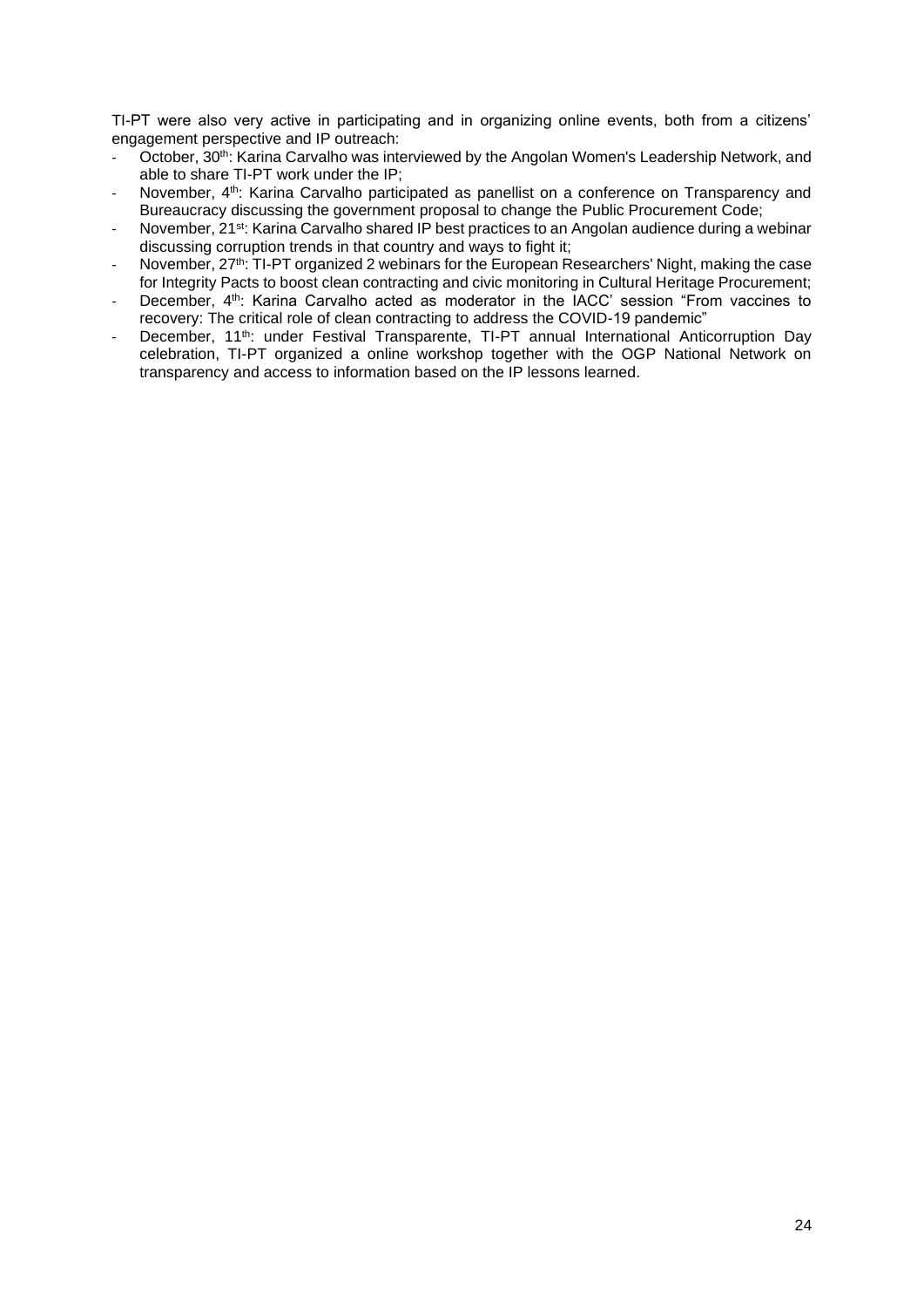TI-PT were also very active in participating and in organizing online events, both from a citizens' engagement perspective and IP outreach:

- October, 30th: Karina Carvalho was interviewed by the Angolan Women's Leadership Network, and able to share TI-PT work under the IP;
- November, 4th: Karina Carvalho participated as panellist on a conference on Transparency and Bureaucracy discussing the government proposal to change the Public Procurement Code;
- November, 21st: Karina Carvalho shared IP best practices to an Angolan audience during a webinar discussing corruption trends in that country and ways to fight it;
- November, 27th: TI-PT organized 2 webinars for the European Researchers' Night, making the case for Integrity Pacts to boost clean contracting and civic monitoring in Cultural Heritage Procurement;
- December, 4th: Karina Carvalho acted as moderator in the IACC' session "From vaccines to recovery: The critical role of clean contracting to address the COVID-19 pandemic"
- December, 11th: under Festival Transparente, TI-PT annual International Anticorruption Day celebration, TI-PT organized a online workshop together with the OGP National Network on transparency and access to information based on the IP lessons learned.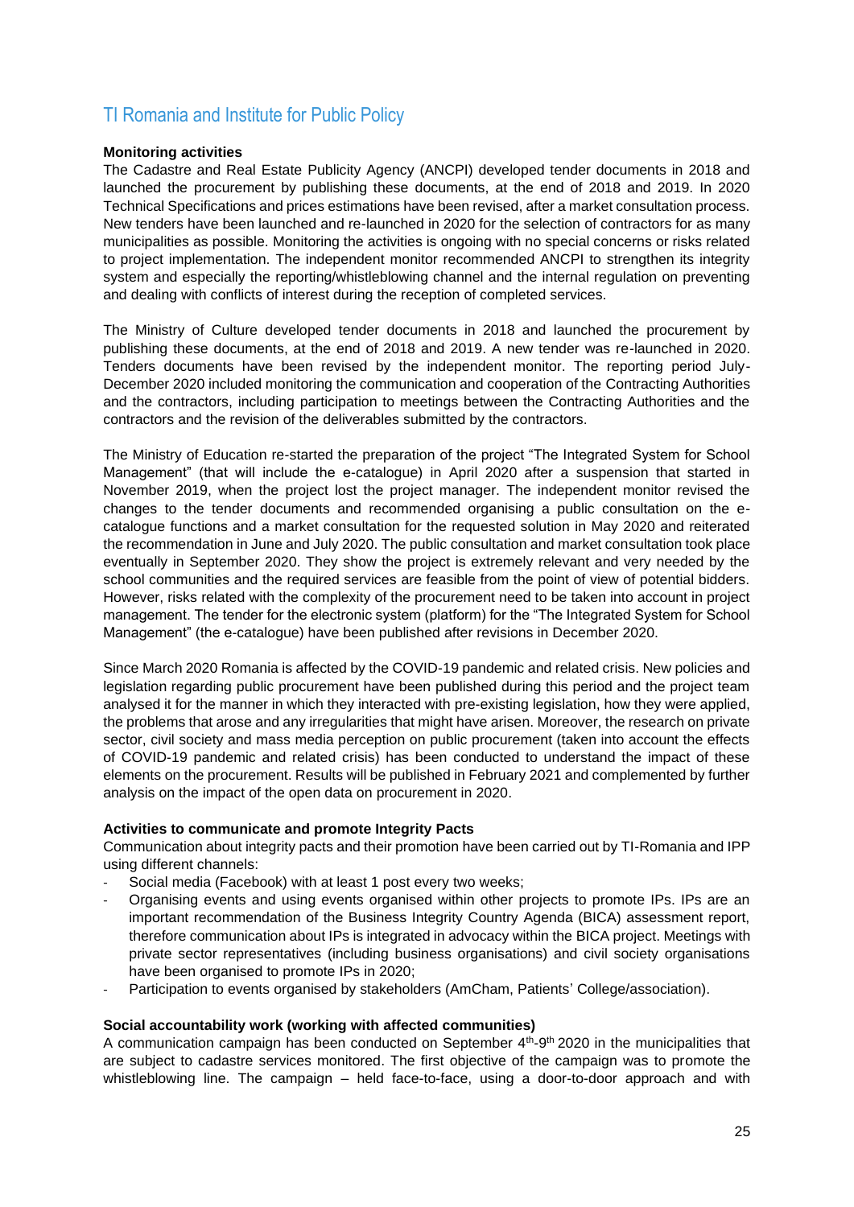## TI Romania and Institute for Public Policy

**Monitoring activities**

The Cadastre and Real Estate Publicity Agency (ANCPI) developed tender documents in 2018 and launched the procurement by publishing these documents, at the end of 2018 and 2019. In 2020 Technical Specifications and prices estimations have been revised, after a market consultation process. New tenders have been launched and re-launched in 2020 for the selection of contractors for as many municipalities as possible. Monitoring the activities is ongoing with no special concerns or risks related to project implementation. The independent monitor recommended ANCPI to strengthen its integrity system and especially the reporting/whistleblowing channel and the internal regulation on preventing and dealing with conflicts of interest during the reception of completed services.

The Ministry of Culture developed tender documents in 2018 and launched the procurement by publishing these documents, at the end of 2018 and 2019. A new tender was re-launched in 2020. Tenders documents have been revised by the independent monitor. The reporting period July-December 2020 included monitoring the communication and cooperation of the Contracting Authorities and the contractors, including participation to meetings between the Contracting Authorities and the contractors and the revision of the deliverables submitted by the contractors.

The Ministry of Education re-started the preparation of the project "The Integrated System for School Management" (that will include the e-catalogue) in April 2020 after a suspension that started in November 2019, when the project lost the project manager. The independent monitor revised the changes to the tender documents and recommended organising a public consultation on the e-catalogue functions and a market consultation for the requested solution in May 2020 and reiterated the recommendation in June and July 2020. The public consultation and market consultation took place eventually in September 2020. They show the project is extremely relevant and very needed by the school communities and the required services are feasible from the point of view of potential bidders. However, risks related with the complexity of the procurement need to be taken into account in project management. The tender for the electronic system (platform) for the "The Integrated System for School Management" (the e-catalogue) have been published after revisions in December 2020.

Since March 2020 Romania is affected by the COVID-19 pandemic and related crisis. New policies and legislation regarding public procurement have been published during this period and the project team analysed it for the manner in which they interacted with pre-existing legislation, how they were applied, the problems that arose and any irregularities that might have arisen. Moreover, the research on private sector, civil society and mass media perception on public procurement (taken into account the effects of COVID-19 pandemic and related crisis) has been conducted to understand the impact of these elements on the procurement. Results will be published in February 2021 and complemented by further analysis on the impact of the open data on procurement in 2020.

**Activities to communicate and promote Integrity Pacts**

Communication about integrity pacts and their promotion have been carried out by TI-Romania and IPP using different channels:

- Social media (Facebook) with at least 1 post every two weeks;
- Organising events and using events organised within other projects to promote IPs. IPs are an important recommendation of the Business Integrity Country Agenda (BICA) assessment report, therefore communication about IPs is integrated in advocacy within the BICA project. Meetings with private sector representatives (including business organisations) and civil society organisations have been organised to promote IPs in 2020;
- Participation to events organised by stakeholders (AmCham, Patients' College/association).

**Social accountability work (working with affected communities)**

A communication campaign has been conducted on September 4th-9th 2020 in the municipalities that are subject to cadastre services monitored. The first objective of the campaign was to promote the whistleblowing line. The campaign – held face-to-face, using a door-to-door approach and with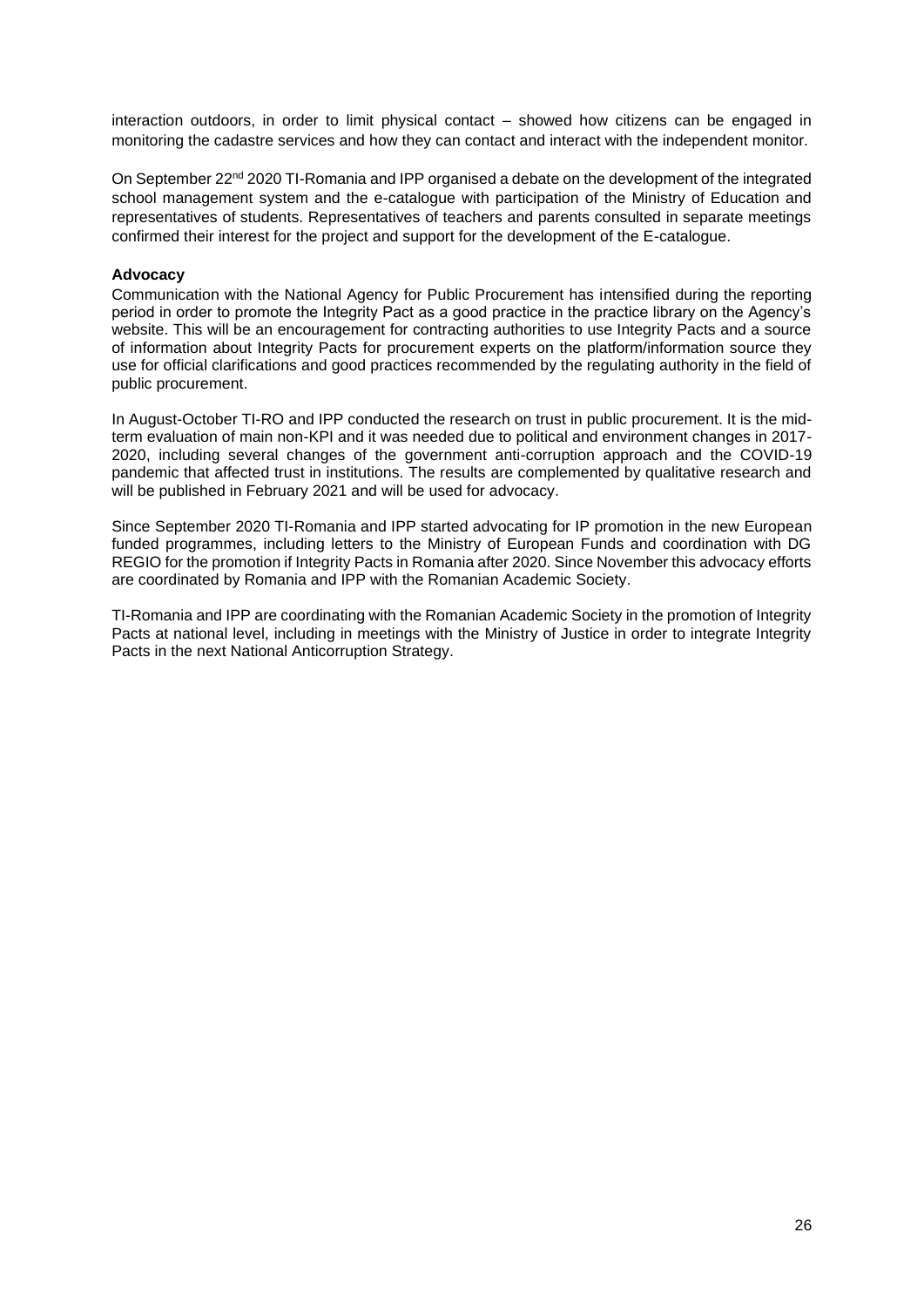interaction outdoors, in order to limit physical contact – showed how citizens can be engaged in monitoring the cadastre services and how they can contact and interact with the independent monitor.

On September 22nd 2020 TI-Romania and IPP organised a debate on the development of the integrated school management system and the e-catalogue with participation of the Ministry of Education and representatives of students. Representatives of teachers and parents consulted in separate meetings confirmed their interest for the project and support for the development of the E-catalogue.

**Advocacy**

Communication with the National Agency for Public Procurement has intensified during the reporting period in order to promote the Integrity Pact as a good practice in the practice library on the Agency's website. This will be an encouragement for contracting authorities to use Integrity Pacts and a source of information about Integrity Pacts for procurement experts on the platform/information source they use for official clarifications and good practices recommended by the regulating authority in the field of public procurement.

In August-October TI-RO and IPP conducted the research on trust in public procurement. It is the mid-term evaluation of main non-KPI and it was needed due to political and environment changes in 2017-2020, including several changes of the government anti-corruption approach and the COVID-19 pandemic that affected trust in institutions. The results are complemented by qualitative research and will be published in February 2021 and will be used for advocacy.

Since September 2020 TI-Romania and IPP started advocating for IP promotion in the new European funded programmes, including letters to the Ministry of European Funds and coordination with DG REGIO for the promotion if Integrity Pacts in Romania after 2020. Since November this advocacy efforts are coordinated by Romania and IPP with the Romanian Academic Society.

TI-Romania and IPP are coordinating with the Romanian Academic Society in the promotion of Integrity Pacts at national level, including in meetings with the Ministry of Justice in order to integrate Integrity Pacts in the next National Anticorruption Strategy.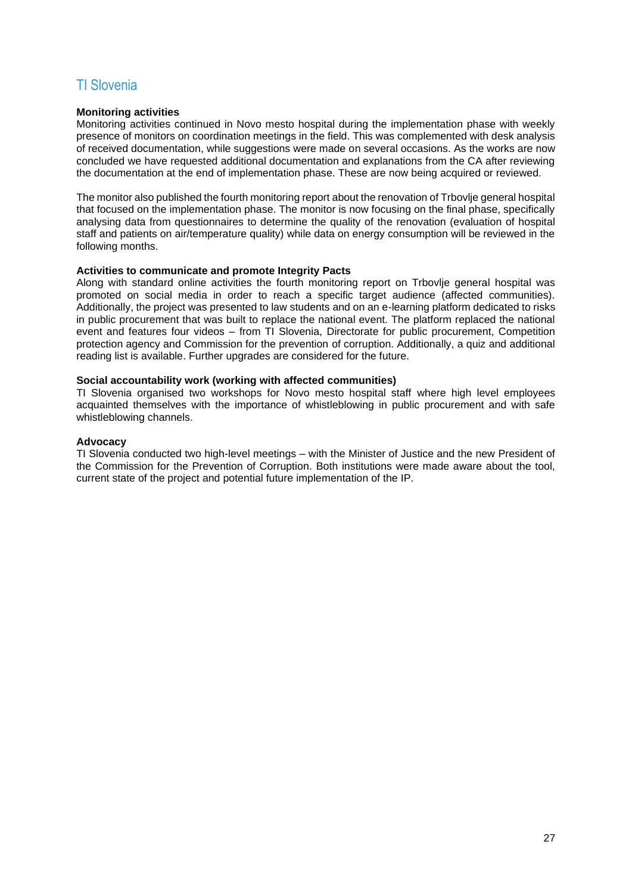## TI Slovenia

**Monitoring activities**
Monitoring activities continued in Novo mesto hospital during the implementation phase with weekly presence of monitors on coordination meetings in the field. This was complemented with desk analysis of received documentation, while suggestions were made on several occasions. As the works are now concluded we have requested additional documentation and explanations from the CA after reviewing the documentation at the end of implementation phase. These are now being acquired or reviewed.

The monitor also published the fourth monitoring report about the renovation of Trbovlje general hospital that focused on the implementation phase. The monitor is now focusing on the final phase, specifically analysing data from questionnaires to determine the quality of the renovation (evaluation of hospital staff and patients on air/temperature quality) while data on energy consumption will be reviewed in the following months.

**Activities to communicate and promote Integrity Pacts**
Along with standard online activities the fourth monitoring report on Trbovlje general hospital was promoted on social media in order to reach a specific target audience (affected communities). Additionally, the project was presented to law students and on an e-learning platform dedicated to risks in public procurement that was built to replace the national event. The platform replaced the national event and features four videos – from TI Slovenia, Directorate for public procurement, Competition protection agency and Commission for the prevention of corruption. Additionally, a quiz and additional reading list is available. Further upgrades are considered for the future.

**Social accountability work (working with affected communities)**
TI Slovenia organised two workshops for Novo mesto hospital staff where high level employees acquainted themselves with the importance of whistleblowing in public procurement and with safe whistleblowing channels.

**Advocacy**
TI Slovenia conducted two high-level meetings – with the Minister of Justice and the new President of the Commission for the Prevention of Corruption. Both institutions were made aware about the tool, current state of the project and potential future implementation of the IP.